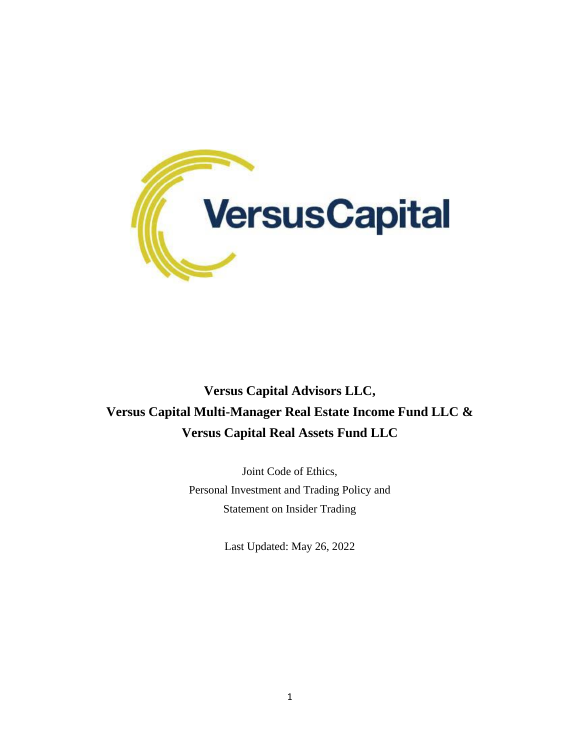VersusCapital

**Versus Capital Advisors LLC,**
**Versus Capital Multi-Manager Real Estate Income Fund LLC &**
**Versus Capital Real Assets Fund LLC**

Joint Code of Ethics,
Personal Investment and Trading Policy and
Statement on Insider Trading

Last Updated: May 26, 2022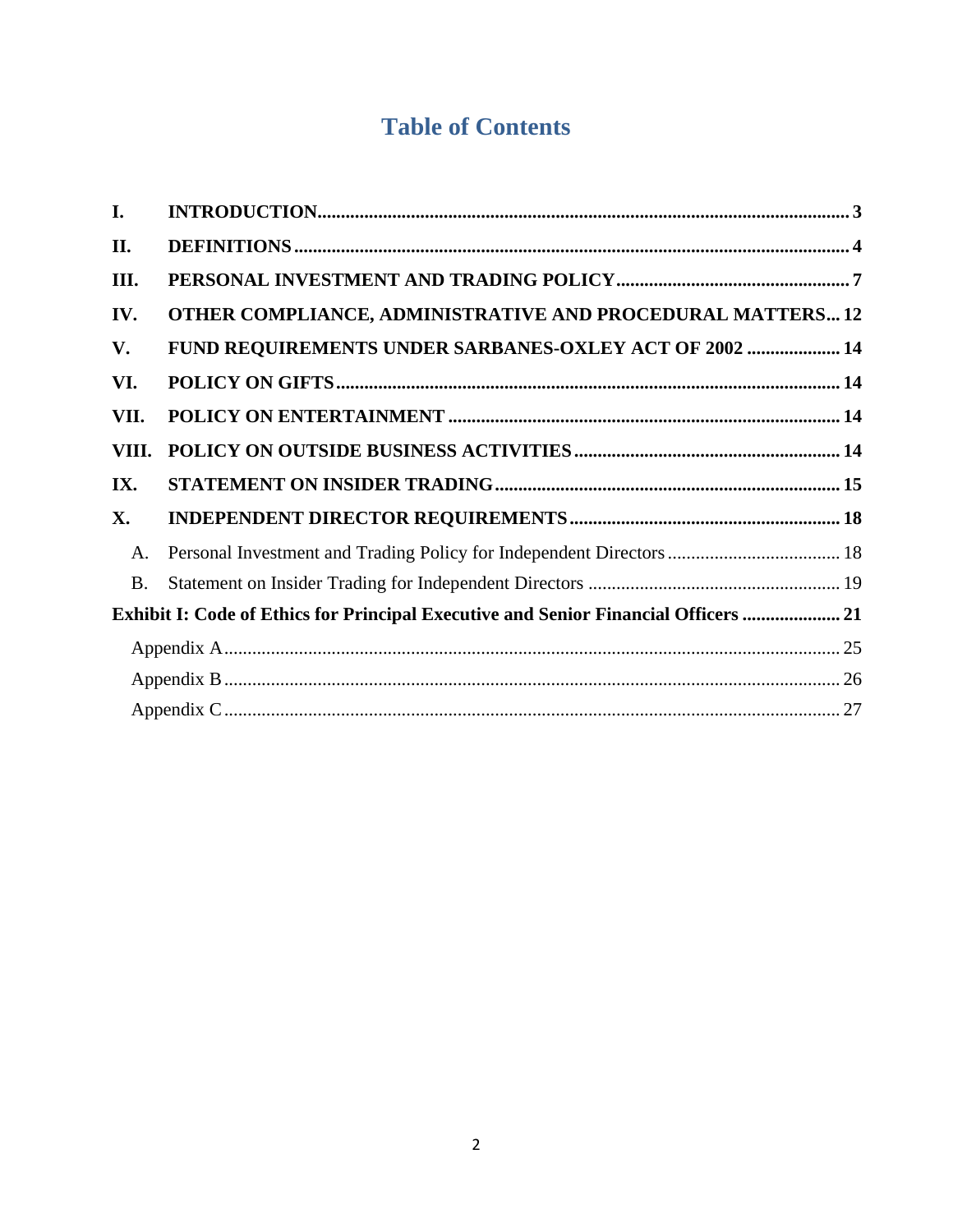# Table of Contents

| | | |
|---|---|---|
| **I.** | **INTRODUCTION** | **3** |
| **II.** | **DEFINITIONS** | **4** |
| **III.** | **PERSONAL INVESTMENT AND TRADING POLICY** | **7** |
| **IV.** | **OTHER COMPLIANCE, ADMINISTRATIVE AND PROCEDURAL MATTERS** | **12** |
| **V.** | **FUND REQUIREMENTS UNDER SARBANES-OXLEY ACT OF 2002** | **14** |
| **VI.** | **POLICY ON GIFTS** | **14** |
| **VII.** | **POLICY ON ENTERTAINMENT** | **14** |
| **VIII.** | **POLICY ON OUTSIDE BUSINESS ACTIVITIES** | **14** |
| **IX.** | **STATEMENT ON INSIDER TRADING** | **15** |
| **X.** | **INDEPENDENT DIRECTOR REQUIREMENTS** | **18** |
| A. | Personal Investment and Trading Policy for Independent Directors | 18 |
| B. | Statement on Insider Trading for Independent Directors | 19 |
| **Exhibit I: Code of Ethics for Principal Executive and Senior Financial Officers** | | **21** |
| Appendix A | | 25 |
| Appendix B | | 26 |
| Appendix C | | 27 |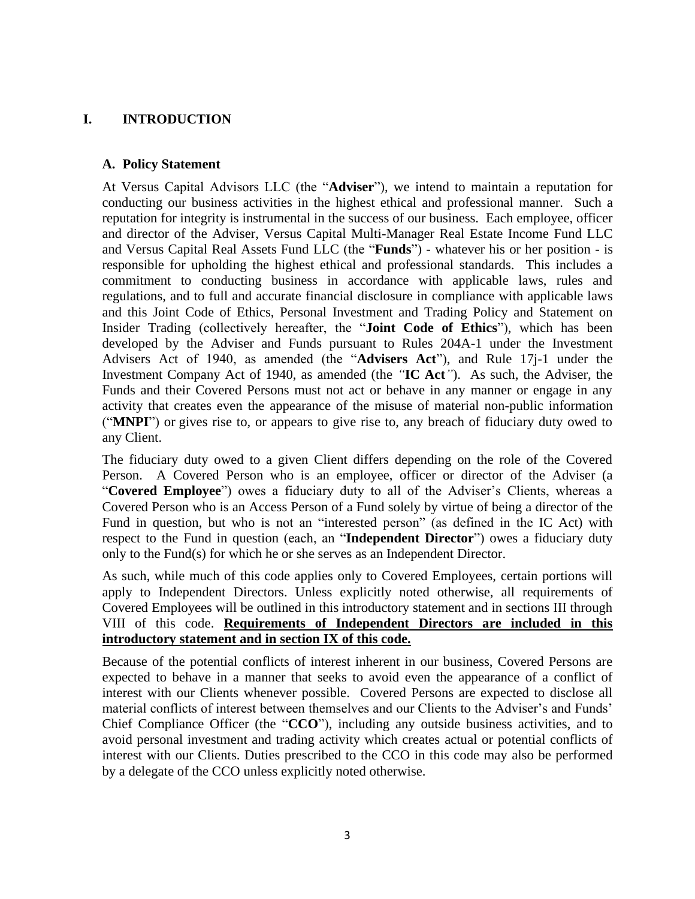# I. INTRODUCTION

## A. Policy Statement

At Versus Capital Advisors LLC (the "**Adviser**"), we intend to maintain a reputation for conducting our business activities in the highest ethical and professional manner. Such a reputation for integrity is instrumental in the success of our business. Each employee, officer and director of the Adviser, Versus Capital Multi-Manager Real Estate Income Fund LLC and Versus Capital Real Assets Fund LLC (the "**Funds**") - whatever his or her position - is responsible for upholding the highest ethical and professional standards. This includes a commitment to conducting business in accordance with applicable laws, rules and regulations, and to full and accurate financial disclosure in compliance with applicable laws and this Joint Code of Ethics, Personal Investment and Trading Policy and Statement on Insider Trading (collectively hereafter, the "**Joint Code of Ethics**"), which has been developed by the Adviser and Funds pursuant to Rules 204A-1 under the Investment Advisers Act of 1940, as amended (the "**Advisers Act**"), and Rule 17j-1 under the Investment Company Act of 1940, as amended (the *"***IC Act***"*). As such, the Adviser, the Funds and their Covered Persons must not act or behave in any manner or engage in any activity that creates even the appearance of the misuse of material non-public information ("**MNPI**") or gives rise to, or appears to give rise to, any breach of fiduciary duty owed to any Client.

The fiduciary duty owed to a given Client differs depending on the role of the Covered Person. A Covered Person who is an employee, officer or director of the Adviser (a "**Covered Employee**") owes a fiduciary duty to all of the Adviser's Clients, whereas a Covered Person who is an Access Person of a Fund solely by virtue of being a director of the Fund in question, but who is not an "interested person" (as defined in the IC Act) with respect to the Fund in question (each, an "**Independent Director**") owes a fiduciary duty only to the Fund(s) for which he or she serves as an Independent Director.

As such, while much of this code applies only to Covered Employees, certain portions will apply to Independent Directors. Unless explicitly noted otherwise, all requirements of Covered Employees will be outlined in this introductory statement and in sections III through VIII of this code. **<u>Requirements of Independent Directors are included in this introductory statement and in section IX of this code.</u>**

Because of the potential conflicts of interest inherent in our business, Covered Persons are expected to behave in a manner that seeks to avoid even the appearance of a conflict of interest with our Clients whenever possible. Covered Persons are expected to disclose all material conflicts of interest between themselves and our Clients to the Adviser's and Funds' Chief Compliance Officer (the "**CCO**"), including any outside business activities, and to avoid personal investment and trading activity which creates actual or potential conflicts of interest with our Clients. Duties prescribed to the CCO in this code may also be performed by a delegate of the CCO unless explicitly noted otherwise.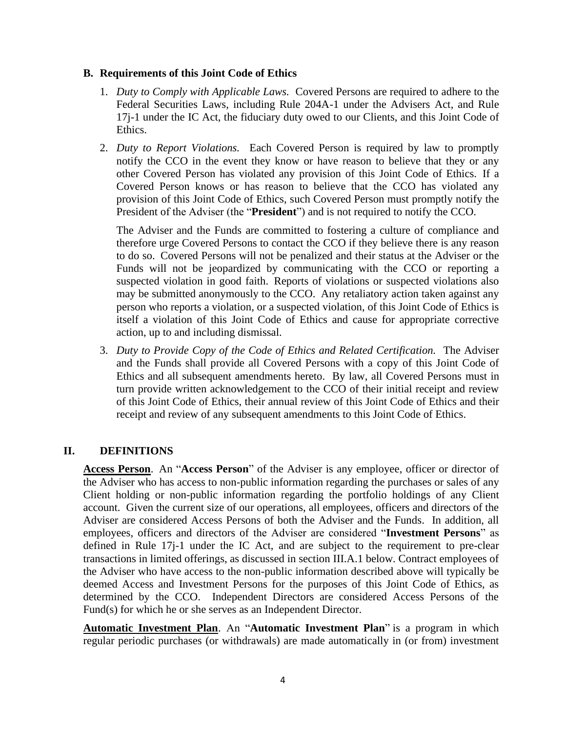### B. Requirements of this Joint Code of Ethics

1. *Duty to Comply with Applicable Laws.* Covered Persons are required to adhere to the Federal Securities Laws, including Rule 204A-1 under the Advisers Act, and Rule 17j-1 under the IC Act, the fiduciary duty owed to our Clients, and this Joint Code of Ethics.

2. *Duty to Report Violations.* Each Covered Person is required by law to promptly notify the CCO in the event they know or have reason to believe that they or any other Covered Person has violated any provision of this Joint Code of Ethics. If a Covered Person knows or has reason to believe that the CCO has violated any provision of this Joint Code of Ethics, such Covered Person must promptly notify the President of the Adviser (the "**President**") and is not required to notify the CCO.

   The Adviser and the Funds are committed to fostering a culture of compliance and therefore urge Covered Persons to contact the CCO if they believe there is any reason to do so. Covered Persons will not be penalized and their status at the Adviser or the Funds will not be jeopardized by communicating with the CCO or reporting a suspected violation in good faith. Reports of violations or suspected violations also may be submitted anonymously to the CCO. Any retaliatory action taken against any person who reports a violation, or a suspected violation, of this Joint Code of Ethics is itself a violation of this Joint Code of Ethics and cause for appropriate corrective action, up to and including dismissal.

3. *Duty to Provide Copy of the Code of Ethics and Related Certification.* The Adviser and the Funds shall provide all Covered Persons with a copy of this Joint Code of Ethics and all subsequent amendments hereto. By law, all Covered Persons must in turn provide written acknowledgement to the CCO of their initial receipt and review of this Joint Code of Ethics, their annual review of this Joint Code of Ethics and their receipt and review of any subsequent amendments to this Joint Code of Ethics.

## II. DEFINITIONS

**Access Person**. An "**Access Person**" of the Adviser is any employee, officer or director of the Adviser who has access to non-public information regarding the purchases or sales of any Client holding or non-public information regarding the portfolio holdings of any Client account. Given the current size of our operations, all employees, officers and directors of the Adviser are considered Access Persons of both the Adviser and the Funds. In addition, all employees, officers and directors of the Adviser are considered "**Investment Persons**" as defined in Rule 17j-1 under the IC Act, and are subject to the requirement to pre-clear transactions in limited offerings, as discussed in section III.A.1 below. Contract employees of the Adviser who have access to the non-public information described above will typically be deemed Access and Investment Persons for the purposes of this Joint Code of Ethics, as determined by the CCO. Independent Directors are considered Access Persons of the Fund(s) for which he or she serves as an Independent Director.

**Automatic Investment Plan**. An "**Automatic Investment Plan**" is a program in which regular periodic purchases (or withdrawals) are made automatically in (or from) investment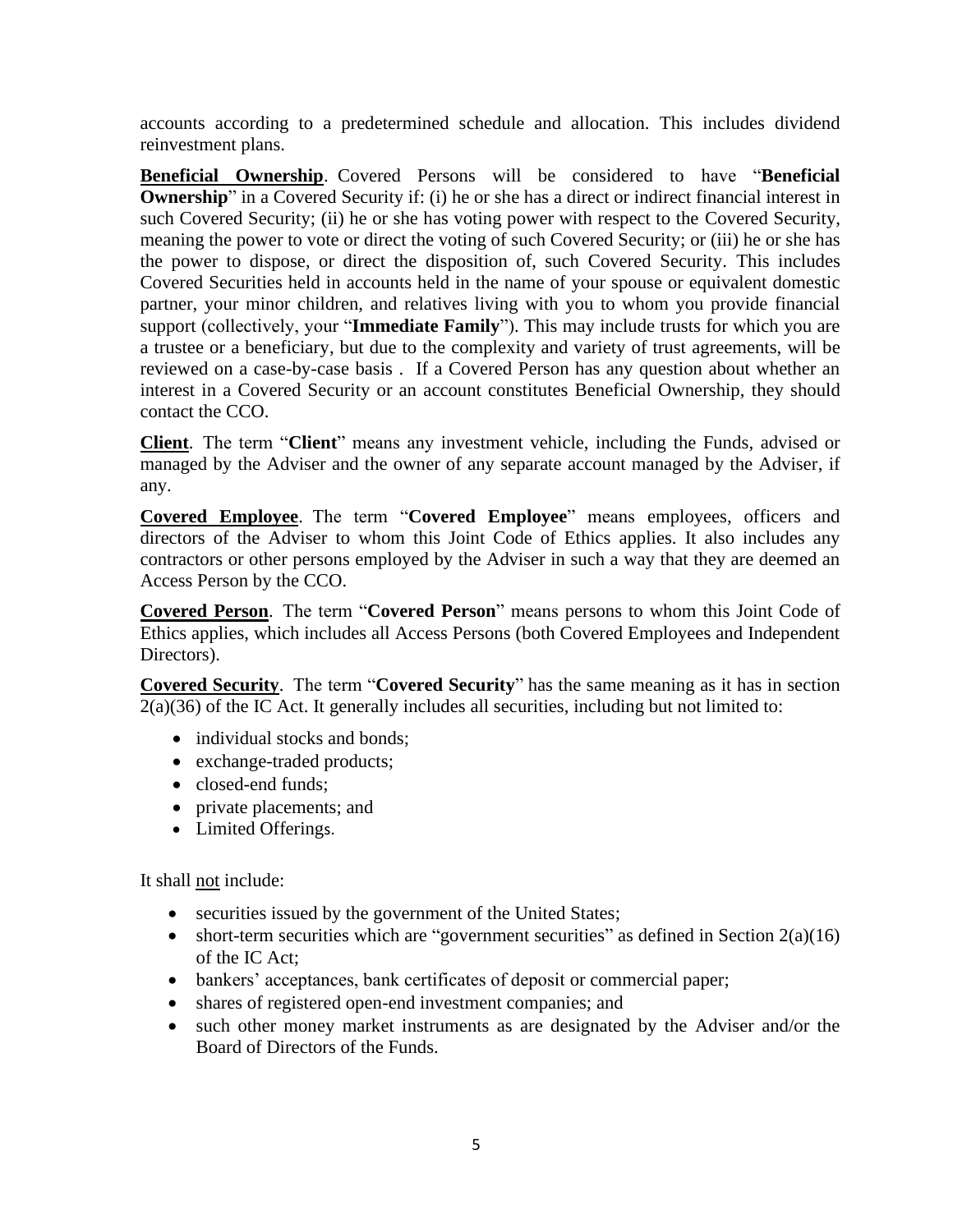accounts according to a predetermined schedule and allocation. This includes dividend reinvestment plans.

**Beneficial Ownership**. Covered Persons will be considered to have "**Beneficial Ownership**" in a Covered Security if: (i) he or she has a direct or indirect financial interest in such Covered Security; (ii) he or she has voting power with respect to the Covered Security, meaning the power to vote or direct the voting of such Covered Security; or (iii) he or she has the power to dispose, or direct the disposition of, such Covered Security. This includes Covered Securities held in accounts held in the name of your spouse or equivalent domestic partner, your minor children, and relatives living with you to whom you provide financial support (collectively, your "**Immediate Family**"). This may include trusts for which you are a trustee or a beneficiary, but due to the complexity and variety of trust agreements, will be reviewed on a case-by-case basis . If a Covered Person has any question about whether an interest in a Covered Security or an account constitutes Beneficial Ownership, they should contact the CCO.

**Client**. The term "**Client**" means any investment vehicle, including the Funds, advised or managed by the Adviser and the owner of any separate account managed by the Adviser, if any.

**Covered Employee**. The term "**Covered Employee**" means employees, officers and directors of the Adviser to whom this Joint Code of Ethics applies. It also includes any contractors or other persons employed by the Adviser in such a way that they are deemed an Access Person by the CCO.

**Covered Person**. The term "**Covered Person**" means persons to whom this Joint Code of Ethics applies, which includes all Access Persons (both Covered Employees and Independent Directors).

**Covered Security**. The term "**Covered Security**" has the same meaning as it has in section 2(a)(36) of the IC Act. It generally includes all securities, including but not limited to:

- individual stocks and bonds;
- exchange-traded products;
- closed-end funds;
- private placements; and
- Limited Offerings.

It shall not include:

- securities issued by the government of the United States;
- short-term securities which are "government securities" as defined in Section 2(a)(16) of the IC Act;
- bankers' acceptances, bank certificates of deposit or commercial paper;
- shares of registered open-end investment companies; and
- such other money market instruments as are designated by the Adviser and/or the Board of Directors of the Funds.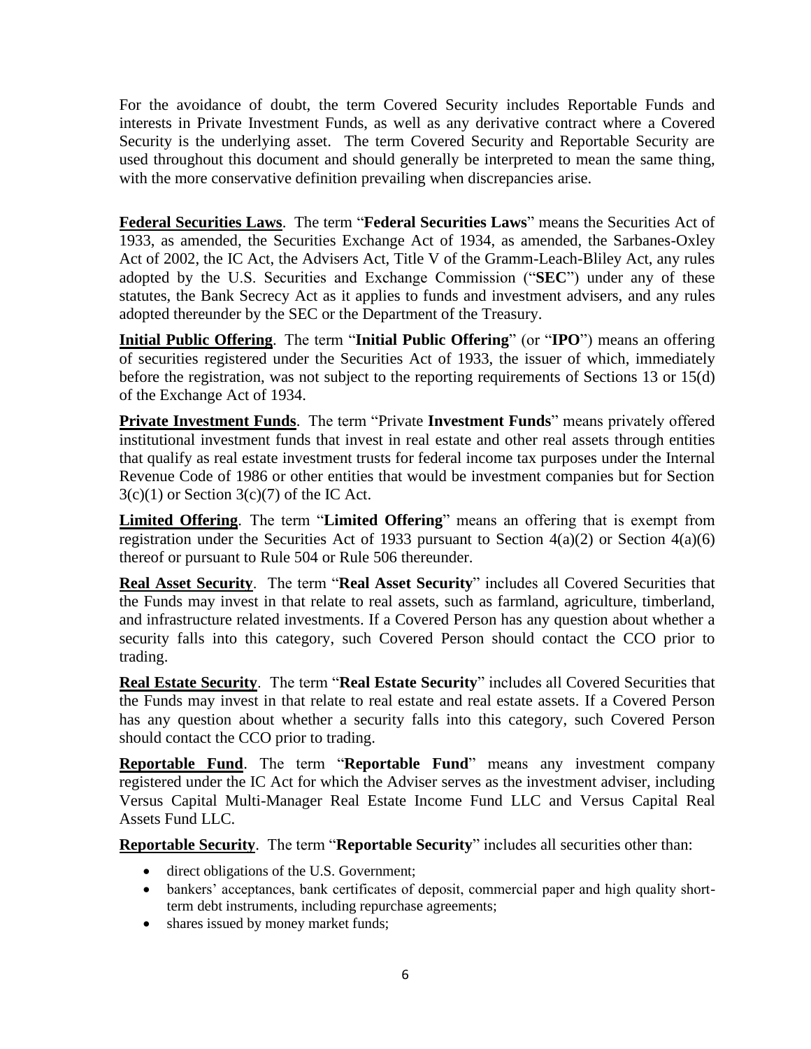For the avoidance of doubt, the term Covered Security includes Reportable Funds and interests in Private Investment Funds, as well as any derivative contract where a Covered Security is the underlying asset. The term Covered Security and Reportable Security are used throughout this document and should generally be interpreted to mean the same thing, with the more conservative definition prevailing when discrepancies arise.

**Federal Securities Laws**. The term "**Federal Securities Laws**" means the Securities Act of 1933, as amended, the Securities Exchange Act of 1934, as amended, the Sarbanes-Oxley Act of 2002, the IC Act, the Advisers Act, Title V of the Gramm-Leach-Bliley Act, any rules adopted by the U.S. Securities and Exchange Commission ("**SEC**") under any of these statutes, the Bank Secrecy Act as it applies to funds and investment advisers, and any rules adopted thereunder by the SEC or the Department of the Treasury.

**Initial Public Offering**. The term "**Initial Public Offering**" (or "**IPO**") means an offering of securities registered under the Securities Act of 1933, the issuer of which, immediately before the registration, was not subject to the reporting requirements of Sections 13 or 15(d) of the Exchange Act of 1934.

**Private Investment Funds**. The term "Private **Investment Funds**" means privately offered institutional investment funds that invest in real estate and other real assets through entities that qualify as real estate investment trusts for federal income tax purposes under the Internal Revenue Code of 1986 or other entities that would be investment companies but for Section 3(c)(1) or Section 3(c)(7) of the IC Act.

**Limited Offering**. The term "**Limited Offering**" means an offering that is exempt from registration under the Securities Act of 1933 pursuant to Section 4(a)(2) or Section 4(a)(6) thereof or pursuant to Rule 504 or Rule 506 thereunder.

**Real Asset Security**. The term "**Real Asset Security**" includes all Covered Securities that the Funds may invest in that relate to real assets, such as farmland, agriculture, timberland, and infrastructure related investments. If a Covered Person has any question about whether a security falls into this category, such Covered Person should contact the CCO prior to trading.

**Real Estate Security**. The term "**Real Estate Security**" includes all Covered Securities that the Funds may invest in that relate to real estate and real estate assets. If a Covered Person has any question about whether a security falls into this category, such Covered Person should contact the CCO prior to trading.

**Reportable Fund**. The term "**Reportable Fund**" means any investment company registered under the IC Act for which the Adviser serves as the investment adviser, including Versus Capital Multi-Manager Real Estate Income Fund LLC and Versus Capital Real Assets Fund LLC.

**Reportable Security**. The term "**Reportable Security**" includes all securities other than:

- direct obligations of the U.S. Government;
- bankers' acceptances, bank certificates of deposit, commercial paper and high quality short-term debt instruments, including repurchase agreements;
- shares issued by money market funds;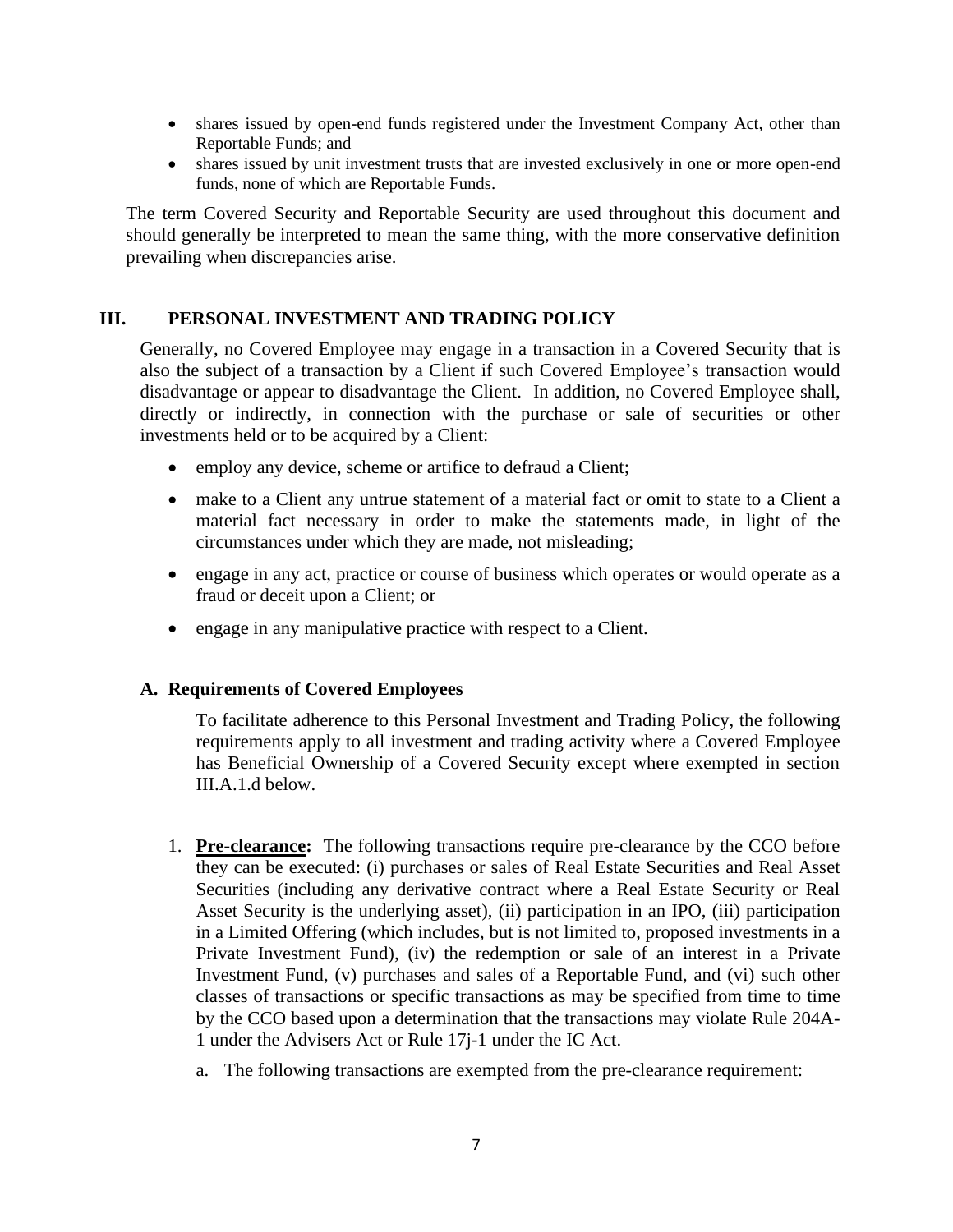- shares issued by open-end funds registered under the Investment Company Act, other than Reportable Funds; and
- shares issued by unit investment trusts that are invested exclusively in one or more open-end funds, none of which are Reportable Funds.

The term Covered Security and Reportable Security are used throughout this document and should generally be interpreted to mean the same thing, with the more conservative definition prevailing when discrepancies arise.

## III. PERSONAL INVESTMENT AND TRADING POLICY

Generally, no Covered Employee may engage in a transaction in a Covered Security that is also the subject of a transaction by a Client if such Covered Employee's transaction would disadvantage or appear to disadvantage the Client. In addition, no Covered Employee shall, directly or indirectly, in connection with the purchase or sale of securities or other investments held or to be acquired by a Client:

- employ any device, scheme or artifice to defraud a Client;
- make to a Client any untrue statement of a material fact or omit to state to a Client a material fact necessary in order to make the statements made, in light of the circumstances under which they are made, not misleading;
- engage in any act, practice or course of business which operates or would operate as a fraud or deceit upon a Client; or
- engage in any manipulative practice with respect to a Client.

### A. Requirements of Covered Employees

To facilitate adherence to this Personal Investment and Trading Policy, the following requirements apply to all investment and trading activity where a Covered Employee has Beneficial Ownership of a Covered Security except where exempted in section III.A.1.d below.

1. **Pre-clearance:** The following transactions require pre-clearance by the CCO before they can be executed: (i) purchases or sales of Real Estate Securities and Real Asset Securities (including any derivative contract where a Real Estate Security or Real Asset Security is the underlying asset), (ii) participation in an IPO, (iii) participation in a Limited Offering (which includes, but is not limited to, proposed investments in a Private Investment Fund), (iv) the redemption or sale of an interest in a Private Investment Fund, (v) purchases and sales of a Reportable Fund, and (vi) such other classes of transactions or specific transactions as may be specified from time to time by the CCO based upon a determination that the transactions may violate Rule 204A-1 under the Advisers Act or Rule 17j-1 under the IC Act.

   a. The following transactions are exempted from the pre-clearance requirement: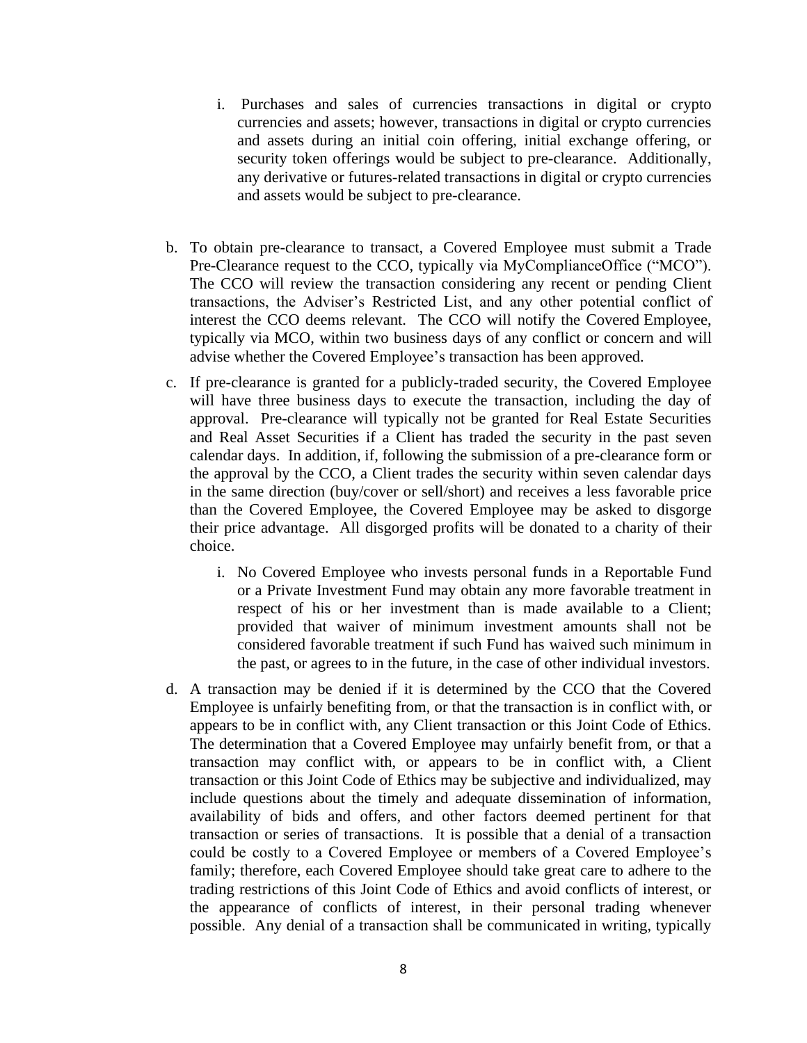i. Purchases and sales of currencies transactions in digital or crypto currencies and assets; however, transactions in digital or crypto currencies and assets during an initial coin offering, initial exchange offering, or security token offerings would be subject to pre-clearance. Additionally, any derivative or futures-related transactions in digital or crypto currencies and assets would be subject to pre-clearance.

b. To obtain pre-clearance to transact, a Covered Employee must submit a Trade Pre-Clearance request to the CCO, typically via MyComplianceOffice ("MCO"). The CCO will review the transaction considering any recent or pending Client transactions, the Adviser's Restricted List, and any other potential conflict of interest the CCO deems relevant. The CCO will notify the Covered Employee, typically via MCO, within two business days of any conflict or concern and will advise whether the Covered Employee's transaction has been approved.

c. If pre-clearance is granted for a publicly-traded security, the Covered Employee will have three business days to execute the transaction, including the day of approval. Pre-clearance will typically not be granted for Real Estate Securities and Real Asset Securities if a Client has traded the security in the past seven calendar days. In addition, if, following the submission of a pre-clearance form or the approval by the CCO, a Client trades the security within seven calendar days in the same direction (buy/cover or sell/short) and receives a less favorable price than the Covered Employee, the Covered Employee may be asked to disgorge their price advantage. All disgorged profits will be donated to a charity of their choice.

    i. No Covered Employee who invests personal funds in a Reportable Fund or a Private Investment Fund may obtain any more favorable treatment in respect of his or her investment than is made available to a Client; provided that waiver of minimum investment amounts shall not be considered favorable treatment if such Fund has waived such minimum in the past, or agrees to in the future, in the case of other individual investors.

d. A transaction may be denied if it is determined by the CCO that the Covered Employee is unfairly benefiting from, or that the transaction is in conflict with, or appears to be in conflict with, any Client transaction or this Joint Code of Ethics. The determination that a Covered Employee may unfairly benefit from, or that a transaction may conflict with, or appears to be in conflict with, a Client transaction or this Joint Code of Ethics may be subjective and individualized, may include questions about the timely and adequate dissemination of information, availability of bids and offers, and other factors deemed pertinent for that transaction or series of transactions. It is possible that a denial of a transaction could be costly to a Covered Employee or members of a Covered Employee's family; therefore, each Covered Employee should take great care to adhere to the trading restrictions of this Joint Code of Ethics and avoid conflicts of interest, or the appearance of conflicts of interest, in their personal trading whenever possible. Any denial of a transaction shall be communicated in writing, typically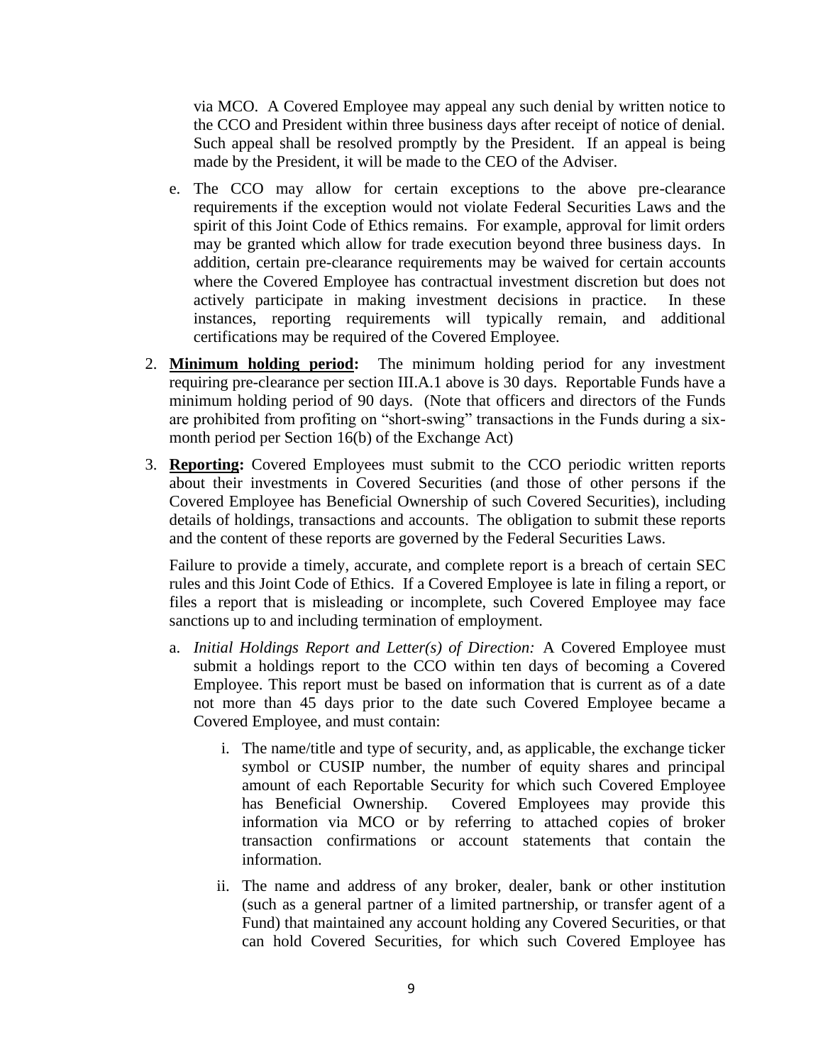via MCO. A Covered Employee may appeal any such denial by written notice to the CCO and President within three business days after receipt of notice of denial. Such appeal shall be resolved promptly by the President. If an appeal is being made by the President, it will be made to the CEO of the Adviser.

e. The CCO may allow for certain exceptions to the above pre-clearance requirements if the exception would not violate Federal Securities Laws and the spirit of this Joint Code of Ethics remains. For example, approval for limit orders may be granted which allow for trade execution beyond three business days. In addition, certain pre-clearance requirements may be waived for certain accounts where the Covered Employee has contractual investment discretion but does not actively participate in making investment decisions in practice. In these instances, reporting requirements will typically remain, and additional certifications may be required of the Covered Employee.

2. **Minimum holding period:** The minimum holding period for any investment requiring pre-clearance per section III.A.1 above is 30 days. Reportable Funds have a minimum holding period of 90 days. (Note that officers and directors of the Funds are prohibited from profiting on "short-swing" transactions in the Funds during a six-month period per Section 16(b) of the Exchange Act)

3. **Reporting:** Covered Employees must submit to the CCO periodic written reports about their investments in Covered Securities (and those of other persons if the Covered Employee has Beneficial Ownership of such Covered Securities), including details of holdings, transactions and accounts. The obligation to submit these reports and the content of these reports are governed by the Federal Securities Laws.

   Failure to provide a timely, accurate, and complete report is a breach of certain SEC rules and this Joint Code of Ethics. If a Covered Employee is late in filing a report, or files a report that is misleading or incomplete, such Covered Employee may face sanctions up to and including termination of employment.

   a. *Initial Holdings Report and Letter(s) of Direction:* A Covered Employee must submit a holdings report to the CCO within ten days of becoming a Covered Employee. This report must be based on information that is current as of a date not more than 45 days prior to the date such Covered Employee became a Covered Employee, and must contain:

      i. The name/title and type of security, and, as applicable, the exchange ticker symbol or CUSIP number, the number of equity shares and principal amount of each Reportable Security for which such Covered Employee has Beneficial Ownership. Covered Employees may provide this information via MCO or by referring to attached copies of broker transaction confirmations or account statements that contain the information.

      ii. The name and address of any broker, dealer, bank or other institution (such as a general partner of a limited partnership, or transfer agent of a Fund) that maintained any account holding any Covered Securities, or that can hold Covered Securities, for which such Covered Employee has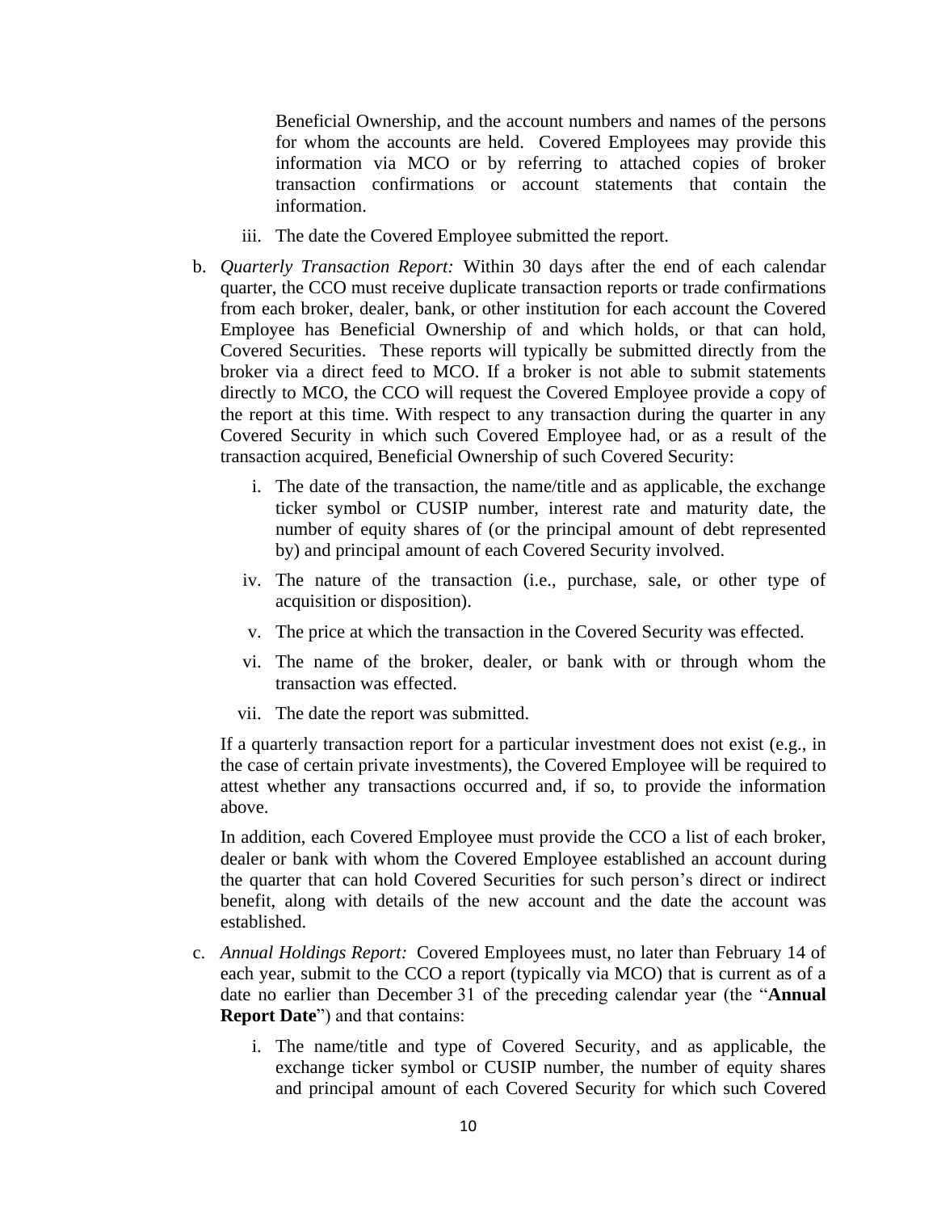Beneficial Ownership, and the account numbers and names of the persons for whom the accounts are held. Covered Employees may provide this information via MCO or by referring to attached copies of broker transaction confirmations or account statements that contain the information.

iii. The date the Covered Employee submitted the report.

b. *Quarterly Transaction Report:* Within 30 days after the end of each calendar quarter, the CCO must receive duplicate transaction reports or trade confirmations from each broker, dealer, bank, or other institution for each account the Covered Employee has Beneficial Ownership of and which holds, or that can hold, Covered Securities. These reports will typically be submitted directly from the broker via a direct feed to MCO. If a broker is not able to submit statements directly to MCO, the CCO will request the Covered Employee provide a copy of the report at this time. With respect to any transaction during the quarter in any Covered Security in which such Covered Employee had, or as a result of the transaction acquired, Beneficial Ownership of such Covered Security:

   i. The date of the transaction, the name/title and as applicable, the exchange ticker symbol or CUSIP number, interest rate and maturity date, the number of equity shares of (or the principal amount of debt represented by) and principal amount of each Covered Security involved.

   iv. The nature of the transaction (i.e., purchase, sale, or other type of acquisition or disposition).

   v. The price at which the transaction in the Covered Security was effected.

   vi. The name of the broker, dealer, or bank with or through whom the transaction was effected.

   vii. The date the report was submitted.

   If a quarterly transaction report for a particular investment does not exist (e.g., in the case of certain private investments), the Covered Employee will be required to attest whether any transactions occurred and, if so, to provide the information above.

   In addition, each Covered Employee must provide the CCO a list of each broker, dealer or bank with whom the Covered Employee established an account during the quarter that can hold Covered Securities for such person's direct or indirect benefit, along with details of the new account and the date the account was established.

c. *Annual Holdings Report:* Covered Employees must, no later than February 14 of each year, submit to the CCO a report (typically via MCO) that is current as of a date no earlier than December 31 of the preceding calendar year (the "**Annual Report Date**") and that contains:

   i. The name/title and type of Covered Security, and as applicable, the exchange ticker symbol or CUSIP number, the number of equity shares and principal amount of each Covered Security for which such Covered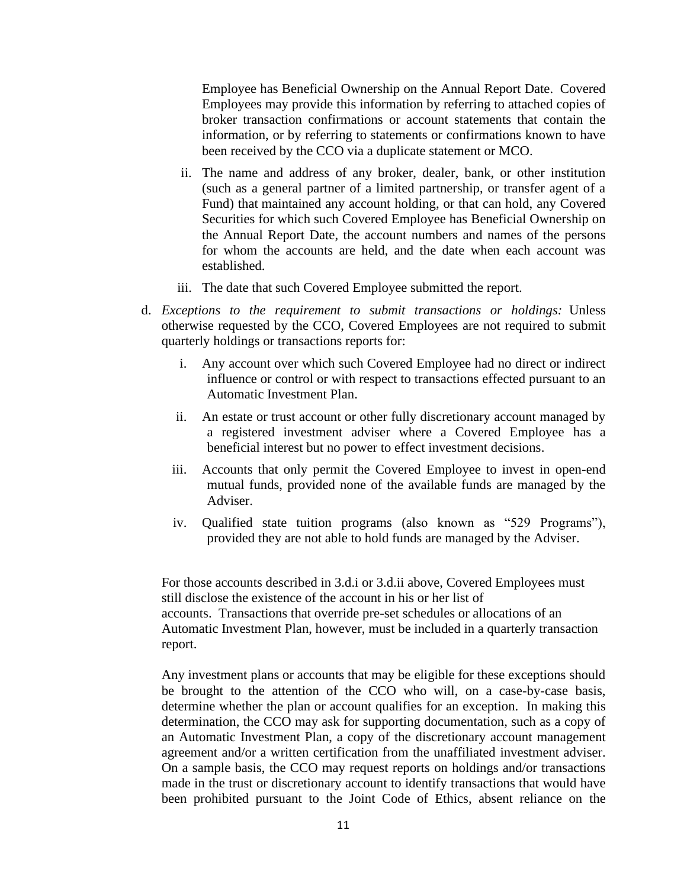Employee has Beneficial Ownership on the Annual Report Date. Covered Employees may provide this information by referring to attached copies of broker transaction confirmations or account statements that contain the information, or by referring to statements or confirmations known to have been received by the CCO via a duplicate statement or MCO.

ii. The name and address of any broker, dealer, bank, or other institution (such as a general partner of a limited partnership, or transfer agent of a Fund) that maintained any account holding, or that can hold, any Covered Securities for which such Covered Employee has Beneficial Ownership on the Annual Report Date, the account numbers and names of the persons for whom the accounts are held, and the date when each account was established.

iii. The date that such Covered Employee submitted the report.

d. *Exceptions to the requirement to submit transactions or holdings:* Unless otherwise requested by the CCO, Covered Employees are not required to submit quarterly holdings or transactions reports for:

i. Any account over which such Covered Employee had no direct or indirect influence or control or with respect to transactions effected pursuant to an Automatic Investment Plan.

ii. An estate or trust account or other fully discretionary account managed by a registered investment adviser where a Covered Employee has a beneficial interest but no power to effect investment decisions.

iii. Accounts that only permit the Covered Employee to invest in open-end mutual funds, provided none of the available funds are managed by the Adviser.

iv. Qualified state tuition programs (also known as "529 Programs"), provided they are not able to hold funds are managed by the Adviser.

For those accounts described in 3.d.i or 3.d.ii above, Covered Employees must still disclose the existence of the account in his or her list of accounts. Transactions that override pre-set schedules or allocations of an Automatic Investment Plan, however, must be included in a quarterly transaction report.

Any investment plans or accounts that may be eligible for these exceptions should be brought to the attention of the CCO who will, on a case-by-case basis, determine whether the plan or account qualifies for an exception. In making this determination, the CCO may ask for supporting documentation, such as a copy of an Automatic Investment Plan, a copy of the discretionary account management agreement and/or a written certification from the unaffiliated investment adviser. On a sample basis, the CCO may request reports on holdings and/or transactions made in the trust or discretionary account to identify transactions that would have been prohibited pursuant to the Joint Code of Ethics, absent reliance on the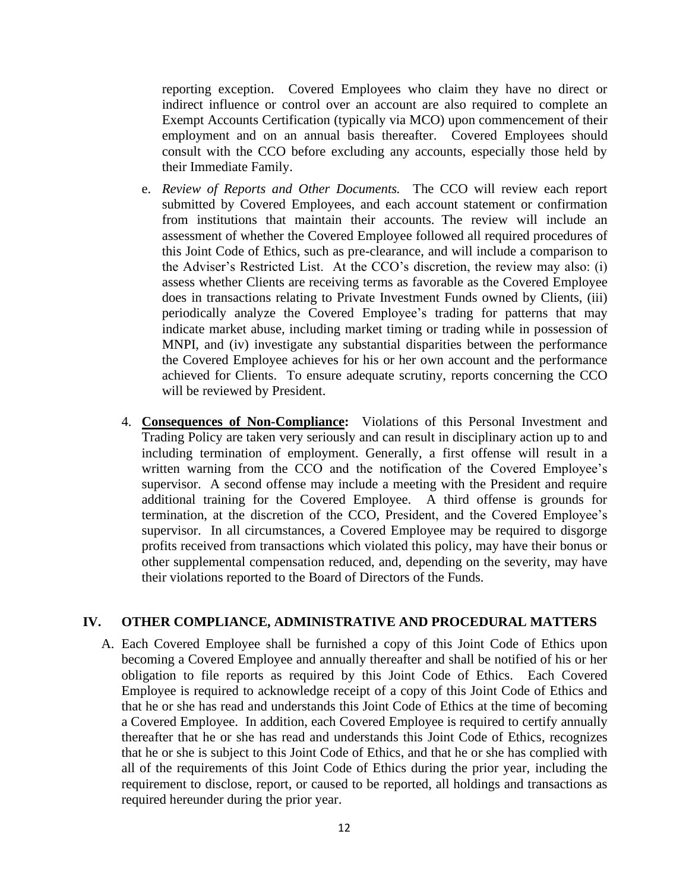reporting exception. Covered Employees who claim they have no direct or indirect influence or control over an account are also required to complete an Exempt Accounts Certification (typically via MCO) upon commencement of their employment and on an annual basis thereafter. Covered Employees should consult with the CCO before excluding any accounts, especially those held by their Immediate Family.

e. *Review of Reports and Other Documents.* The CCO will review each report submitted by Covered Employees, and each account statement or confirmation from institutions that maintain their accounts. The review will include an assessment of whether the Covered Employee followed all required procedures of this Joint Code of Ethics, such as pre-clearance, and will include a comparison to the Adviser's Restricted List. At the CCO's discretion, the review may also: (i) assess whether Clients are receiving terms as favorable as the Covered Employee does in transactions relating to Private Investment Funds owned by Clients, (iii) periodically analyze the Covered Employee's trading for patterns that may indicate market abuse, including market timing or trading while in possession of MNPI, and (iv) investigate any substantial disparities between the performance the Covered Employee achieves for his or her own account and the performance achieved for Clients. To ensure adequate scrutiny, reports concerning the CCO will be reviewed by President.

4. **Consequences of Non-Compliance:** Violations of this Personal Investment and Trading Policy are taken very seriously and can result in disciplinary action up to and including termination of employment. Generally, a first offense will result in a written warning from the CCO and the notification of the Covered Employee's supervisor. A second offense may include a meeting with the President and require additional training for the Covered Employee. A third offense is grounds for termination, at the discretion of the CCO, President, and the Covered Employee's supervisor. In all circumstances, a Covered Employee may be required to disgorge profits received from transactions which violated this policy, may have their bonus or other supplemental compensation reduced, and, depending on the severity, may have their violations reported to the Board of Directors of the Funds.

## IV. OTHER COMPLIANCE, ADMINISTRATIVE AND PROCEDURAL MATTERS

A. Each Covered Employee shall be furnished a copy of this Joint Code of Ethics upon becoming a Covered Employee and annually thereafter and shall be notified of his or her obligation to file reports as required by this Joint Code of Ethics. Each Covered Employee is required to acknowledge receipt of a copy of this Joint Code of Ethics and that he or she has read and understands this Joint Code of Ethics at the time of becoming a Covered Employee. In addition, each Covered Employee is required to certify annually thereafter that he or she has read and understands this Joint Code of Ethics, recognizes that he or she is subject to this Joint Code of Ethics, and that he or she has complied with all of the requirements of this Joint Code of Ethics during the prior year, including the requirement to disclose, report, or caused to be reported, all holdings and transactions as required hereunder during the prior year.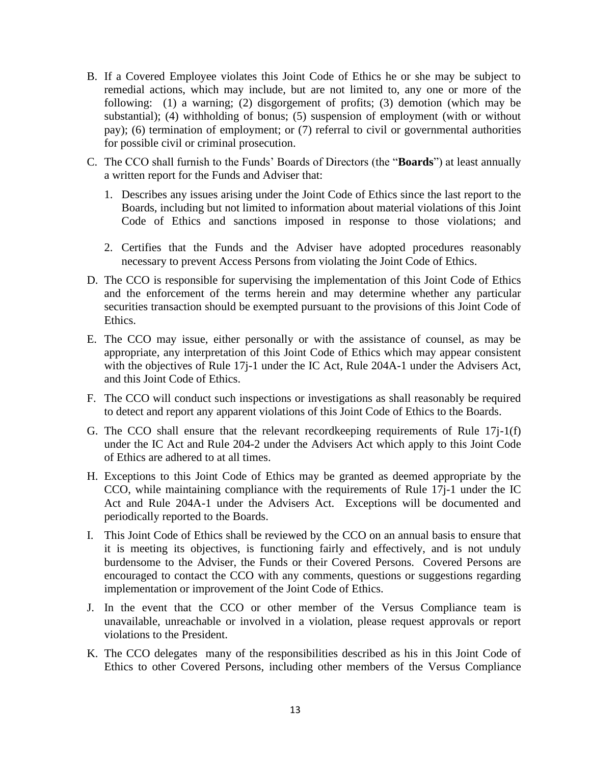B. If a Covered Employee violates this Joint Code of Ethics he or she may be subject to remedial actions, which may include, but are not limited to, any one or more of the following: (1) a warning; (2) disgorgement of profits; (3) demotion (which may be substantial); (4) withholding of bonus; (5) suspension of employment (with or without pay); (6) termination of employment; or (7) referral to civil or governmental authorities for possible civil or criminal prosecution.

C. The CCO shall furnish to the Funds' Boards of Directors (the "**Boards**") at least annually a written report for the Funds and Adviser that:

   1. Describes any issues arising under the Joint Code of Ethics since the last report to the Boards, including but not limited to information about material violations of this Joint Code of Ethics and sanctions imposed in response to those violations; and

   2. Certifies that the Funds and the Adviser have adopted procedures reasonably necessary to prevent Access Persons from violating the Joint Code of Ethics.

D. The CCO is responsible for supervising the implementation of this Joint Code of Ethics and the enforcement of the terms herein and may determine whether any particular securities transaction should be exempted pursuant to the provisions of this Joint Code of Ethics.

E. The CCO may issue, either personally or with the assistance of counsel, as may be appropriate, any interpretation of this Joint Code of Ethics which may appear consistent with the objectives of Rule 17j-1 under the IC Act, Rule 204A-1 under the Advisers Act, and this Joint Code of Ethics.

F. The CCO will conduct such inspections or investigations as shall reasonably be required to detect and report any apparent violations of this Joint Code of Ethics to the Boards.

G. The CCO shall ensure that the relevant recordkeeping requirements of Rule 17j-1(f) under the IC Act and Rule 204-2 under the Advisers Act which apply to this Joint Code of Ethics are adhered to at all times.

H. Exceptions to this Joint Code of Ethics may be granted as deemed appropriate by the CCO, while maintaining compliance with the requirements of Rule 17j-1 under the IC Act and Rule 204A-1 under the Advisers Act. Exceptions will be documented and periodically reported to the Boards.

I. This Joint Code of Ethics shall be reviewed by the CCO on an annual basis to ensure that it is meeting its objectives, is functioning fairly and effectively, and is not unduly burdensome to the Adviser, the Funds or their Covered Persons. Covered Persons are encouraged to contact the CCO with any comments, questions or suggestions regarding implementation or improvement of the Joint Code of Ethics.

J. In the event that the CCO or other member of the Versus Compliance team is unavailable, unreachable or involved in a violation, please request approvals or report violations to the President.

K. The CCO delegates many of the responsibilities described as his in this Joint Code of Ethics to other Covered Persons, including other members of the Versus Compliance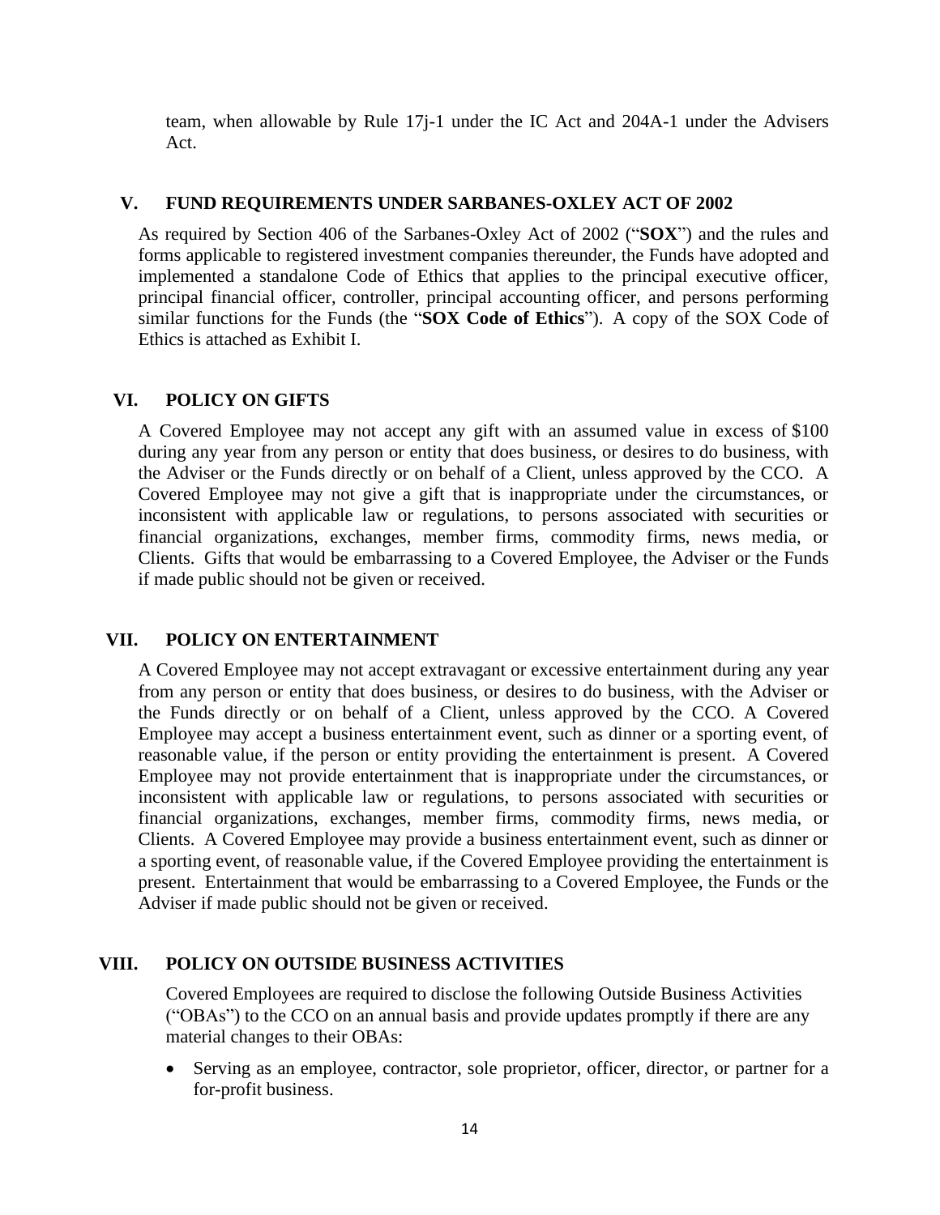team, when allowable by Rule 17j-1 under the IC Act and 204A-1 under the Advisers Act.

## V. FUND REQUIREMENTS UNDER SARBANES-OXLEY ACT OF 2002

As required by Section 406 of the Sarbanes-Oxley Act of 2002 ("**SOX**") and the rules and forms applicable to registered investment companies thereunder, the Funds have adopted and implemented a standalone Code of Ethics that applies to the principal executive officer, principal financial officer, controller, principal accounting officer, and persons performing similar functions for the Funds (the "**SOX Code of Ethics**"). A copy of the SOX Code of Ethics is attached as Exhibit I.

## VI. POLICY ON GIFTS

A Covered Employee may not accept any gift with an assumed value in excess of $100 during any year from any person or entity that does business, or desires to do business, with the Adviser or the Funds directly or on behalf of a Client, unless approved by the CCO. A Covered Employee may not give a gift that is inappropriate under the circumstances, or inconsistent with applicable law or regulations, to persons associated with securities or financial organizations, exchanges, member firms, commodity firms, news media, or Clients. Gifts that would be embarrassing to a Covered Employee, the Adviser or the Funds if made public should not be given or received.

## VII. POLICY ON ENTERTAINMENT

A Covered Employee may not accept extravagant or excessive entertainment during any year from any person or entity that does business, or desires to do business, with the Adviser or the Funds directly or on behalf of a Client, unless approved by the CCO. A Covered Employee may accept a business entertainment event, such as dinner or a sporting event, of reasonable value, if the person or entity providing the entertainment is present. A Covered Employee may not provide entertainment that is inappropriate under the circumstances, or inconsistent with applicable law or regulations, to persons associated with securities or financial organizations, exchanges, member firms, commodity firms, news media, or Clients. A Covered Employee may provide a business entertainment event, such as dinner or a sporting event, of reasonable value, if the Covered Employee providing the entertainment is present. Entertainment that would be embarrassing to a Covered Employee, the Funds or the Adviser if made public should not be given or received.

## VIII. POLICY ON OUTSIDE BUSINESS ACTIVITIES

Covered Employees are required to disclose the following Outside Business Activities ("OBAs") to the CCO on an annual basis and provide updates promptly if there are any material changes to their OBAs:

- Serving as an employee, contractor, sole proprietor, officer, director, or partner for a for-profit business.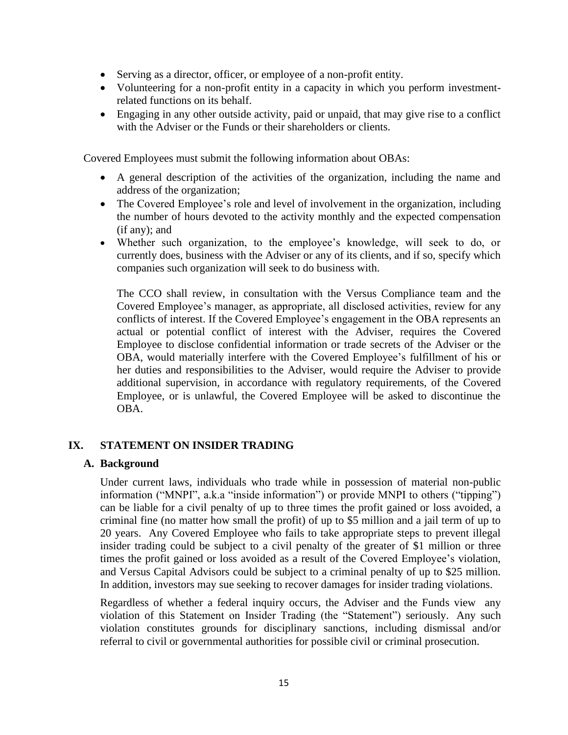- Serving as a director, officer, or employee of a non-profit entity.
- Volunteering for a non-profit entity in a capacity in which you perform investment-related functions on its behalf.
- Engaging in any other outside activity, paid or unpaid, that may give rise to a conflict with the Adviser or the Funds or their shareholders or clients.

Covered Employees must submit the following information about OBAs:

- A general description of the activities of the organization, including the name and address of the organization;
- The Covered Employee's role and level of involvement in the organization, including the number of hours devoted to the activity monthly and the expected compensation (if any); and
- Whether such organization, to the employee's knowledge, will seek to do, or currently does, business with the Adviser or any of its clients, and if so, specify which companies such organization will seek to do business with.

  The CCO shall review, in consultation with the Versus Compliance team and the Covered Employee's manager, as appropriate, all disclosed activities, review for any conflicts of interest. If the Covered Employee's engagement in the OBA represents an actual or potential conflict of interest with the Adviser, requires the Covered Employee to disclose confidential information or trade secrets of the Adviser or the OBA, would materially interfere with the Covered Employee's fulfillment of his or her duties and responsibilities to the Adviser, would require the Adviser to provide additional supervision, in accordance with regulatory requirements, of the Covered Employee, or is unlawful, the Covered Employee will be asked to discontinue the OBA.

## IX. STATEMENT ON INSIDER TRADING

### A. Background

Under current laws, individuals who trade while in possession of material non-public information ("MNPI", a.k.a "inside information") or provide MNPI to others ("tipping") can be liable for a civil penalty of up to three times the profit gained or loss avoided, a criminal fine (no matter how small the profit) of up to $5 million and a jail term of up to 20 years. Any Covered Employee who fails to take appropriate steps to prevent illegal insider trading could be subject to a civil penalty of the greater of $1 million or three times the profit gained or loss avoided as a result of the Covered Employee's violation, and Versus Capital Advisors could be subject to a criminal penalty of up to $25 million. In addition, investors may sue seeking to recover damages for insider trading violations.

Regardless of whether a federal inquiry occurs, the Adviser and the Funds view any violation of this Statement on Insider Trading (the "Statement") seriously. Any such violation constitutes grounds for disciplinary sanctions, including dismissal and/or referral to civil or governmental authorities for possible civil or criminal prosecution.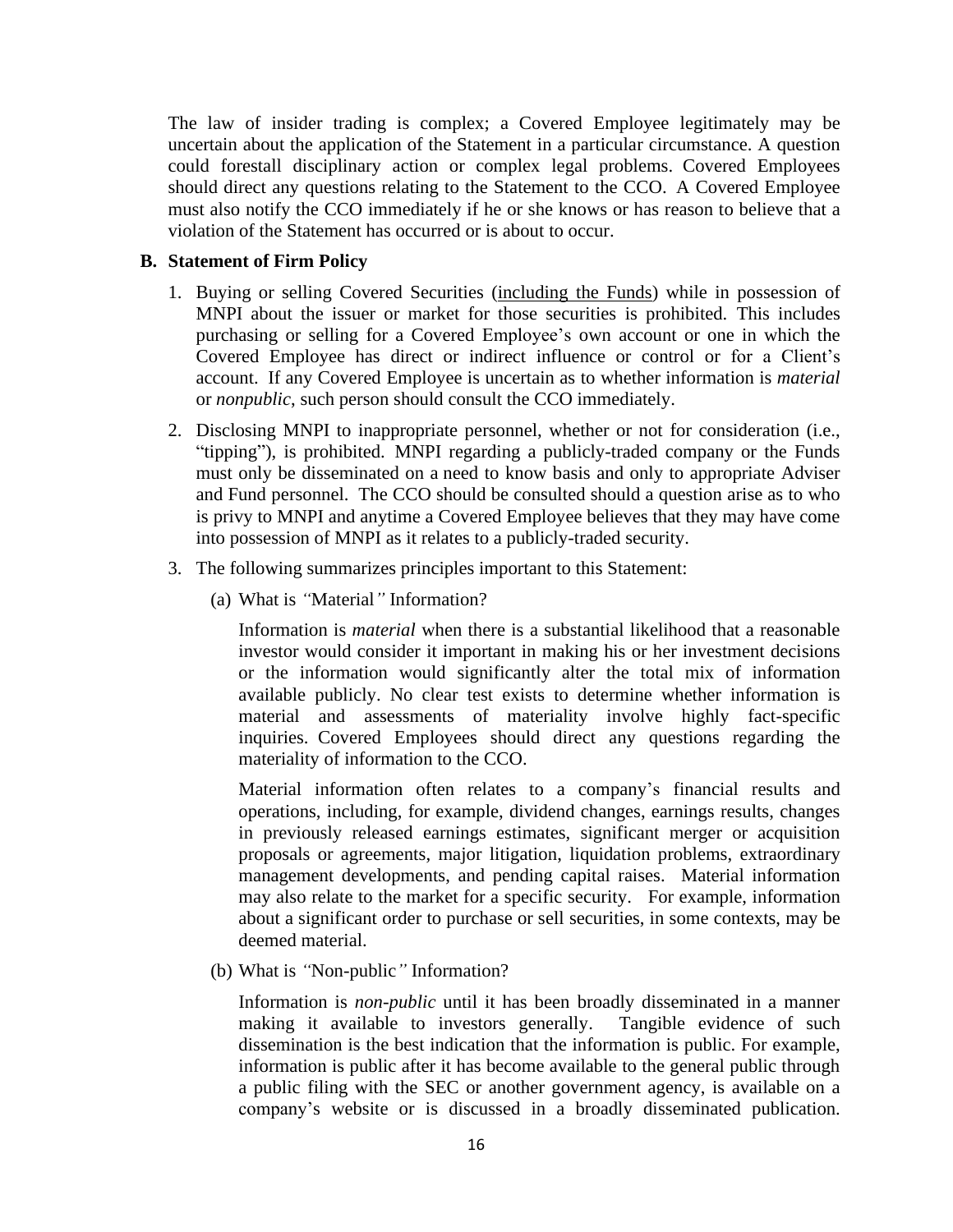The law of insider trading is complex; a Covered Employee legitimately may be uncertain about the application of the Statement in a particular circumstance. A question could forestall disciplinary action or complex legal problems. Covered Employees should direct any questions relating to the Statement to the CCO. A Covered Employee must also notify the CCO immediately if he or she knows or has reason to believe that a violation of the Statement has occurred or is about to occur.

**B. Statement of Firm Policy**

1. Buying or selling Covered Securities (including the Funds) while in possession of MNPI about the issuer or market for those securities is prohibited. This includes purchasing or selling for a Covered Employee's own account or one in which the Covered Employee has direct or indirect influence or control or for a Client's account. If any Covered Employee is uncertain as to whether information is *material* or *nonpublic*, such person should consult the CCO immediately.

2. Disclosing MNPI to inappropriate personnel, whether or not for consideration (i.e., "tipping"), is prohibited. MNPI regarding a publicly-traded company or the Funds must only be disseminated on a need to know basis and only to appropriate Adviser and Fund personnel. The CCO should be consulted should a question arise as to who is privy to MNPI and anytime a Covered Employee believes that they may have come into possession of MNPI as it relates to a publicly-traded security.

3. The following summarizes principles important to this Statement:

   (a) What is *"*Material*"* Information?

   Information is *material* when there is a substantial likelihood that a reasonable investor would consider it important in making his or her investment decisions or the information would significantly alter the total mix of information available publicly. No clear test exists to determine whether information is material and assessments of materiality involve highly fact-specific inquiries. Covered Employees should direct any questions regarding the materiality of information to the CCO.

   Material information often relates to a company's financial results and operations, including, for example, dividend changes, earnings results, changes in previously released earnings estimates, significant merger or acquisition proposals or agreements, major litigation, liquidation problems, extraordinary management developments, and pending capital raises. Material information may also relate to the market for a specific security. For example, information about a significant order to purchase or sell securities, in some contexts, may be deemed material.

   (b) What is *"*Non-public*"* Information?

   Information is *non-public* until it has been broadly disseminated in a manner making it available to investors generally. Tangible evidence of such dissemination is the best indication that the information is public. For example, information is public after it has become available to the general public through a public filing with the SEC or another government agency, is available on a company's website or is discussed in a broadly disseminated publication.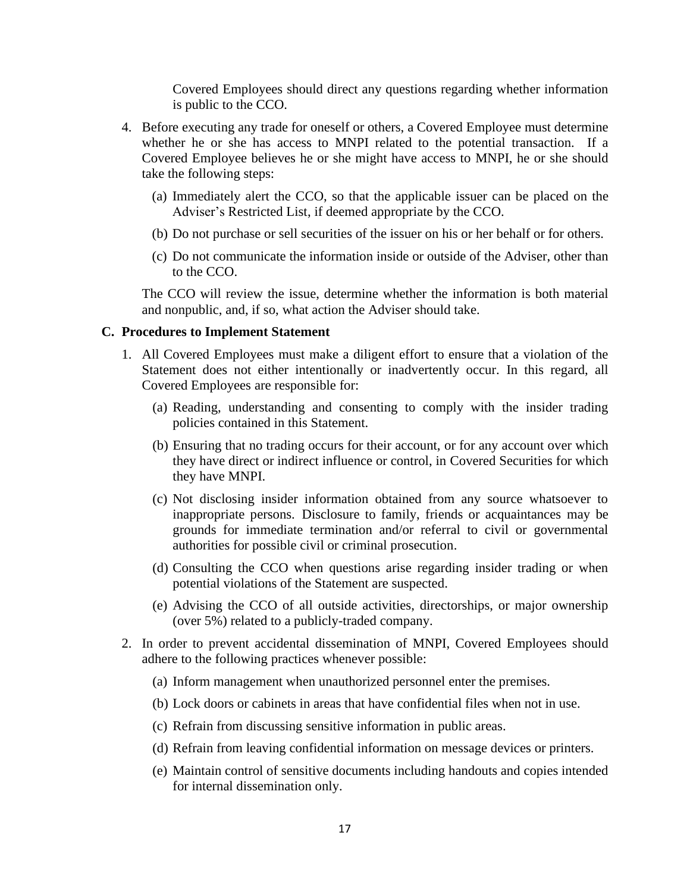Covered Employees should direct any questions regarding whether information is public to the CCO.

4. Before executing any trade for oneself or others, a Covered Employee must determine whether he or she has access to MNPI related to the potential transaction. If a Covered Employee believes he or she might have access to MNPI, he or she should take the following steps:

   (a) Immediately alert the CCO, so that the applicable issuer can be placed on the Adviser's Restricted List, if deemed appropriate by the CCO.

   (b) Do not purchase or sell securities of the issuer on his or her behalf or for others.

   (c) Do not communicate the information inside or outside of the Adviser, other than to the CCO.

   The CCO will review the issue, determine whether the information is both material and nonpublic, and, if so, what action the Adviser should take.

### C. Procedures to Implement Statement

1. All Covered Employees must make a diligent effort to ensure that a violation of the Statement does not either intentionally or inadvertently occur. In this regard, all Covered Employees are responsible for:

   (a) Reading, understanding and consenting to comply with the insider trading policies contained in this Statement.

   (b) Ensuring that no trading occurs for their account, or for any account over which they have direct or indirect influence or control, in Covered Securities for which they have MNPI.

   (c) Not disclosing insider information obtained from any source whatsoever to inappropriate persons. Disclosure to family, friends or acquaintances may be grounds for immediate termination and/or referral to civil or governmental authorities for possible civil or criminal prosecution.

   (d) Consulting the CCO when questions arise regarding insider trading or when potential violations of the Statement are suspected.

   (e) Advising the CCO of all outside activities, directorships, or major ownership (over 5%) related to a publicly-traded company.

2. In order to prevent accidental dissemination of MNPI, Covered Employees should adhere to the following practices whenever possible:

   (a) Inform management when unauthorized personnel enter the premises.

   (b) Lock doors or cabinets in areas that have confidential files when not in use.

   (c) Refrain from discussing sensitive information in public areas.

   (d) Refrain from leaving confidential information on message devices or printers.

   (e) Maintain control of sensitive documents including handouts and copies intended for internal dissemination only.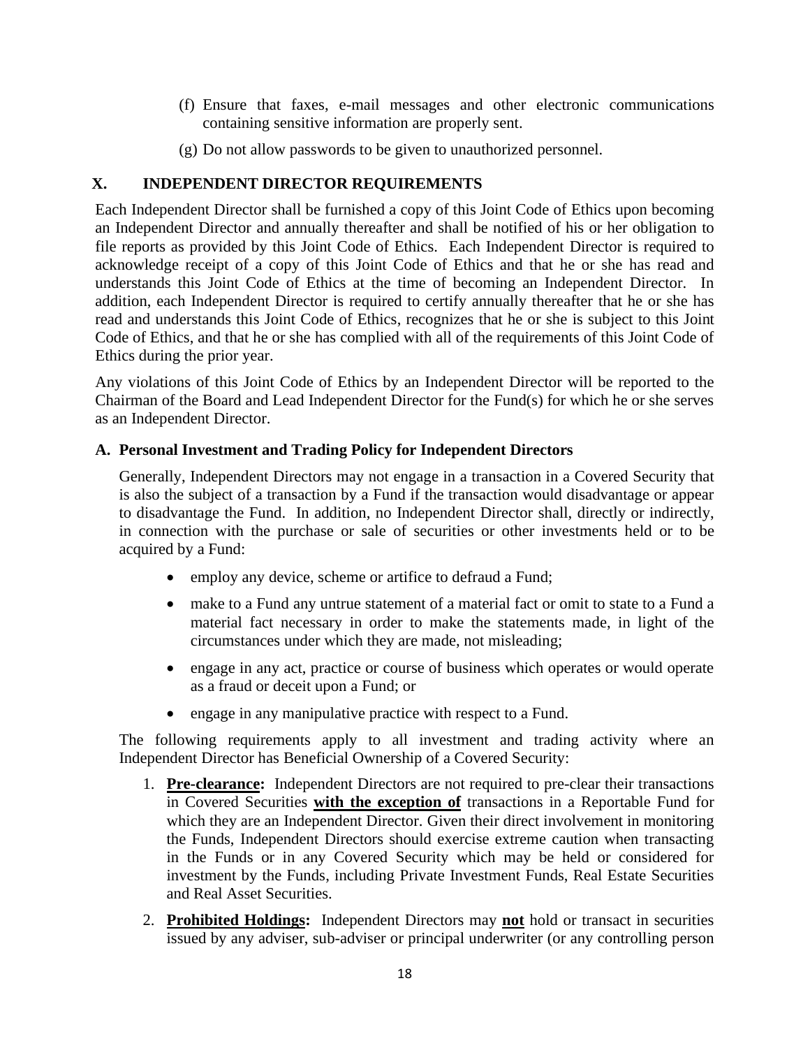(f) Ensure that faxes, e-mail messages and other electronic communications containing sensitive information are properly sent.

(g) Do not allow passwords to be given to unauthorized personnel.

## X. INDEPENDENT DIRECTOR REQUIREMENTS

Each Independent Director shall be furnished a copy of this Joint Code of Ethics upon becoming an Independent Director and annually thereafter and shall be notified of his or her obligation to file reports as provided by this Joint Code of Ethics. Each Independent Director is required to acknowledge receipt of a copy of this Joint Code of Ethics and that he or she has read and understands this Joint Code of Ethics at the time of becoming an Independent Director. In addition, each Independent Director is required to certify annually thereafter that he or she has read and understands this Joint Code of Ethics, recognizes that he or she is subject to this Joint Code of Ethics, and that he or she has complied with all of the requirements of this Joint Code of Ethics during the prior year.

Any violations of this Joint Code of Ethics by an Independent Director will be reported to the Chairman of the Board and Lead Independent Director for the Fund(s) for which he or she serves as an Independent Director.

### A. Personal Investment and Trading Policy for Independent Directors

Generally, Independent Directors may not engage in a transaction in a Covered Security that is also the subject of a transaction by a Fund if the transaction would disadvantage or appear to disadvantage the Fund. In addition, no Independent Director shall, directly or indirectly, in connection with the purchase or sale of securities or other investments held or to be acquired by a Fund:

- employ any device, scheme or artifice to defraud a Fund;
- make to a Fund any untrue statement of a material fact or omit to state to a Fund a material fact necessary in order to make the statements made, in light of the circumstances under which they are made, not misleading;
- engage in any act, practice or course of business which operates or would operate as a fraud or deceit upon a Fund; or
- engage in any manipulative practice with respect to a Fund.

The following requirements apply to all investment and trading activity where an Independent Director has Beneficial Ownership of a Covered Security:

1. **Pre-clearance:** Independent Directors are not required to pre-clear their transactions in Covered Securities **with the exception of** transactions in a Reportable Fund for which they are an Independent Director. Given their direct involvement in monitoring the Funds, Independent Directors should exercise extreme caution when transacting in the Funds or in any Covered Security which may be held or considered for investment by the Funds, including Private Investment Funds, Real Estate Securities and Real Asset Securities.
2. **Prohibited Holdings:** Independent Directors may **not** hold or transact in securities issued by any adviser, sub-adviser or principal underwriter (or any controlling person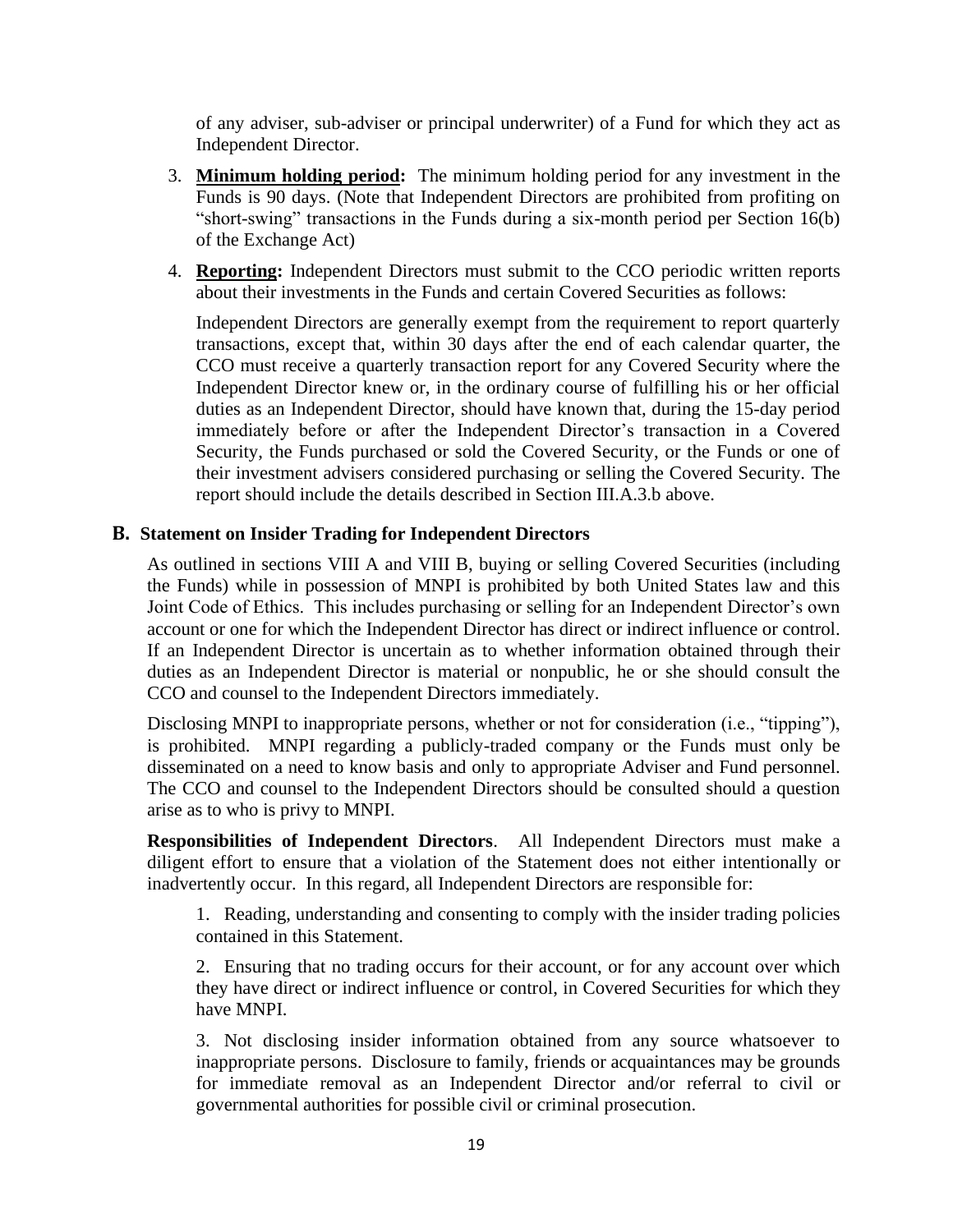of any adviser, sub-adviser or principal underwriter) of a Fund for which they act as Independent Director.

3. **Minimum holding period:** The minimum holding period for any investment in the Funds is 90 days. (Note that Independent Directors are prohibited from profiting on "short-swing" transactions in the Funds during a six-month period per Section 16(b) of the Exchange Act)

4. **Reporting:** Independent Directors must submit to the CCO periodic written reports about their investments in the Funds and certain Covered Securities as follows:

   Independent Directors are generally exempt from the requirement to report quarterly transactions, except that, within 30 days after the end of each calendar quarter, the CCO must receive a quarterly transaction report for any Covered Security where the Independent Director knew or, in the ordinary course of fulfilling his or her official duties as an Independent Director, should have known that, during the 15-day period immediately before or after the Independent Director's transaction in a Covered Security, the Funds purchased or sold the Covered Security, or the Funds or one of their investment advisers considered purchasing or selling the Covered Security. The report should include the details described in Section III.A.3.b above.

### B. Statement on Insider Trading for Independent Directors

As outlined in sections VIII A and VIII B, buying or selling Covered Securities (including the Funds) while in possession of MNPI is prohibited by both United States law and this Joint Code of Ethics. This includes purchasing or selling for an Independent Director's own account or one for which the Independent Director has direct or indirect influence or control. If an Independent Director is uncertain as to whether information obtained through their duties as an Independent Director is material or nonpublic, he or she should consult the CCO and counsel to the Independent Directors immediately.

Disclosing MNPI to inappropriate persons, whether or not for consideration (i.e., "tipping"), is prohibited. MNPI regarding a publicly-traded company or the Funds must only be disseminated on a need to know basis and only to appropriate Adviser and Fund personnel. The CCO and counsel to the Independent Directors should be consulted should a question arise as to who is privy to MNPI.

**Responsibilities of Independent Directors**. All Independent Directors must make a diligent effort to ensure that a violation of the Statement does not either intentionally or inadvertently occur. In this regard, all Independent Directors are responsible for:

1. Reading, understanding and consenting to comply with the insider trading policies contained in this Statement.

2. Ensuring that no trading occurs for their account, or for any account over which they have direct or indirect influence or control, in Covered Securities for which they have MNPI.

3. Not disclosing insider information obtained from any source whatsoever to inappropriate persons. Disclosure to family, friends or acquaintances may be grounds for immediate removal as an Independent Director and/or referral to civil or governmental authorities for possible civil or criminal prosecution.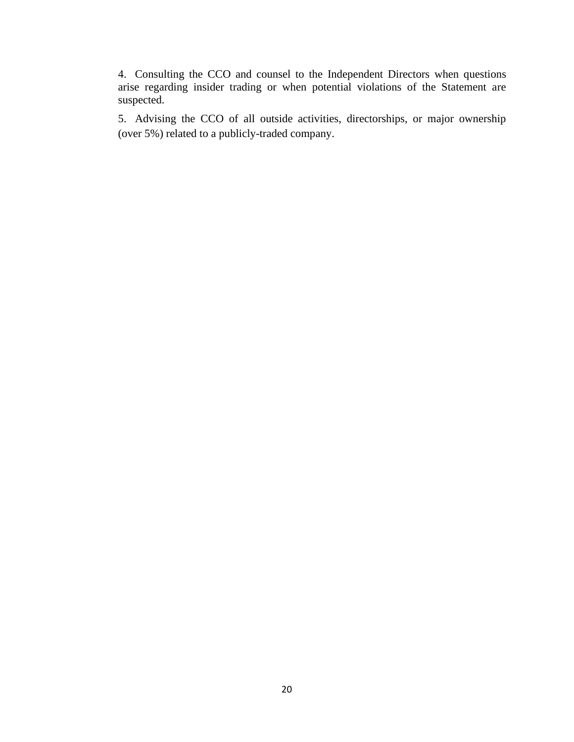4. Consulting the CCO and counsel to the Independent Directors when questions arise regarding insider trading or when potential violations of the Statement are suspected.

5. Advising the CCO of all outside activities, directorships, or major ownership (over 5%) related to a publicly-traded company.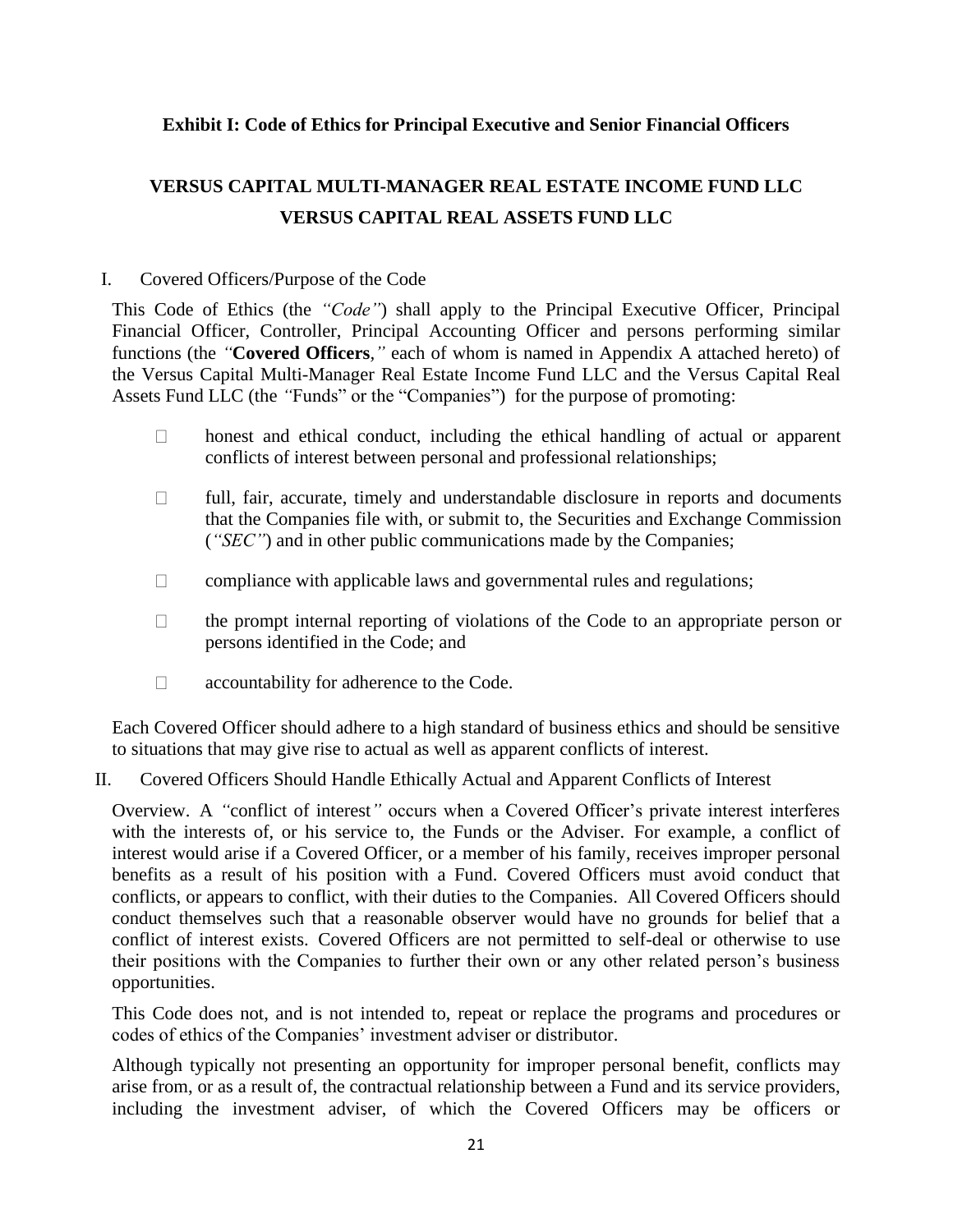**Exhibit I: Code of Ethics for Principal Executive and Senior Financial Officers**

# VERSUS CAPITAL MULTI-MANAGER REAL ESTATE INCOME FUND LLC
# VERSUS CAPITAL REAL ASSETS FUND LLC

I. Covered Officers/Purpose of the Code

This Code of Ethics (the *"Code"*) shall apply to the Principal Executive Officer, Principal Financial Officer, Controller, Principal Accounting Officer and persons performing similar functions (the *"***Covered Officers**,*"* each of whom is named in Appendix A attached hereto) of the Versus Capital Multi-Manager Real Estate Income Fund LLC and the Versus Capital Real Assets Fund LLC (the *"*Funds" or the "Companies") for the purpose of promoting:

- honest and ethical conduct, including the ethical handling of actual or apparent conflicts of interest between personal and professional relationships;
- full, fair, accurate, timely and understandable disclosure in reports and documents that the Companies file with, or submit to, the Securities and Exchange Commission (*"SEC"*) and in other public communications made by the Companies;
- compliance with applicable laws and governmental rules and regulations;
- the prompt internal reporting of violations of the Code to an appropriate person or persons identified in the Code; and
- accountability for adherence to the Code.

Each Covered Officer should adhere to a high standard of business ethics and should be sensitive to situations that may give rise to actual as well as apparent conflicts of interest.

II. Covered Officers Should Handle Ethically Actual and Apparent Conflicts of Interest

Overview. A *"*conflict of interest*"* occurs when a Covered Officer's private interest interferes with the interests of, or his service to, the Funds or the Adviser. For example, a conflict of interest would arise if a Covered Officer, or a member of his family, receives improper personal benefits as a result of his position with a Fund. Covered Officers must avoid conduct that conflicts, or appears to conflict, with their duties to the Companies. All Covered Officers should conduct themselves such that a reasonable observer would have no grounds for belief that a conflict of interest exists. Covered Officers are not permitted to self-deal or otherwise to use their positions with the Companies to further their own or any other related person's business opportunities.

This Code does not, and is not intended to, repeat or replace the programs and procedures or codes of ethics of the Companies' investment adviser or distributor.

Although typically not presenting an opportunity for improper personal benefit, conflicts may arise from, or as a result of, the contractual relationship between a Fund and its service providers, including the investment adviser, of which the Covered Officers may be officers or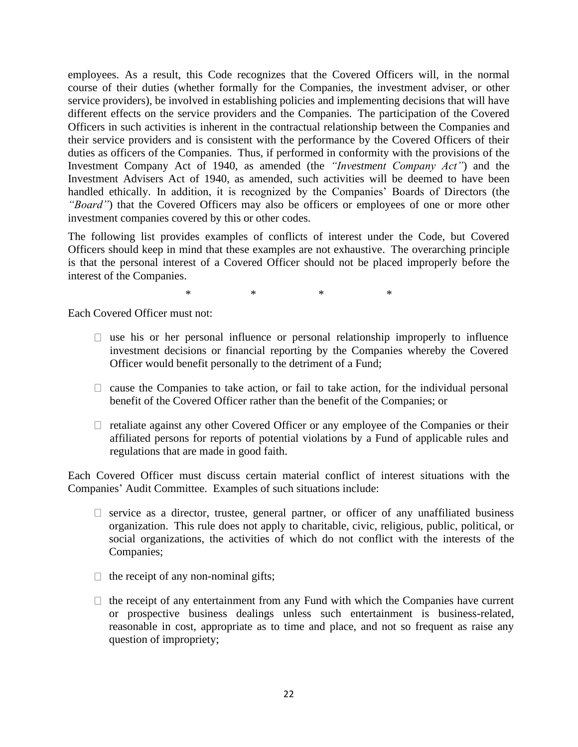employees. As a result, this Code recognizes that the Covered Officers will, in the normal course of their duties (whether formally for the Companies, the investment adviser, or other service providers), be involved in establishing policies and implementing decisions that will have different effects on the service providers and the Companies. The participation of the Covered Officers in such activities is inherent in the contractual relationship between the Companies and their service providers and is consistent with the performance by the Covered Officers of their duties as officers of the Companies. Thus, if performed in conformity with the provisions of the Investment Company Act of 1940, as amended (the *"Investment Company Act"*) and the Investment Advisers Act of 1940, as amended, such activities will be deemed to have been handled ethically. In addition, it is recognized by the Companies' Boards of Directors (the *"Board"*) that the Covered Officers may also be officers or employees of one or more other investment companies covered by this or other codes.

The following list provides examples of conflicts of interest under the Code, but Covered Officers should keep in mind that these examples are not exhaustive. The overarching principle is that the personal interest of a Covered Officer should not be placed improperly before the interest of the Companies.

\* \* \* \*

Each Covered Officer must not:

- use his or her personal influence or personal relationship improperly to influence investment decisions or financial reporting by the Companies whereby the Covered Officer would benefit personally to the detriment of a Fund;
- cause the Companies to take action, or fail to take action, for the individual personal benefit of the Covered Officer rather than the benefit of the Companies; or
- retaliate against any other Covered Officer or any employee of the Companies or their affiliated persons for reports of potential violations by a Fund of applicable rules and regulations that are made in good faith.

Each Covered Officer must discuss certain material conflict of interest situations with the Companies' Audit Committee. Examples of such situations include:

- service as a director, trustee, general partner, or officer of any unaffiliated business organization. This rule does not apply to charitable, civic, religious, public, political, or social organizations, the activities of which do not conflict with the interests of the Companies;
- the receipt of any non-nominal gifts;
- the receipt of any entertainment from any Fund with which the Companies have current or prospective business dealings unless such entertainment is business-related, reasonable in cost, appropriate as to time and place, and not so frequent as raise any question of impropriety;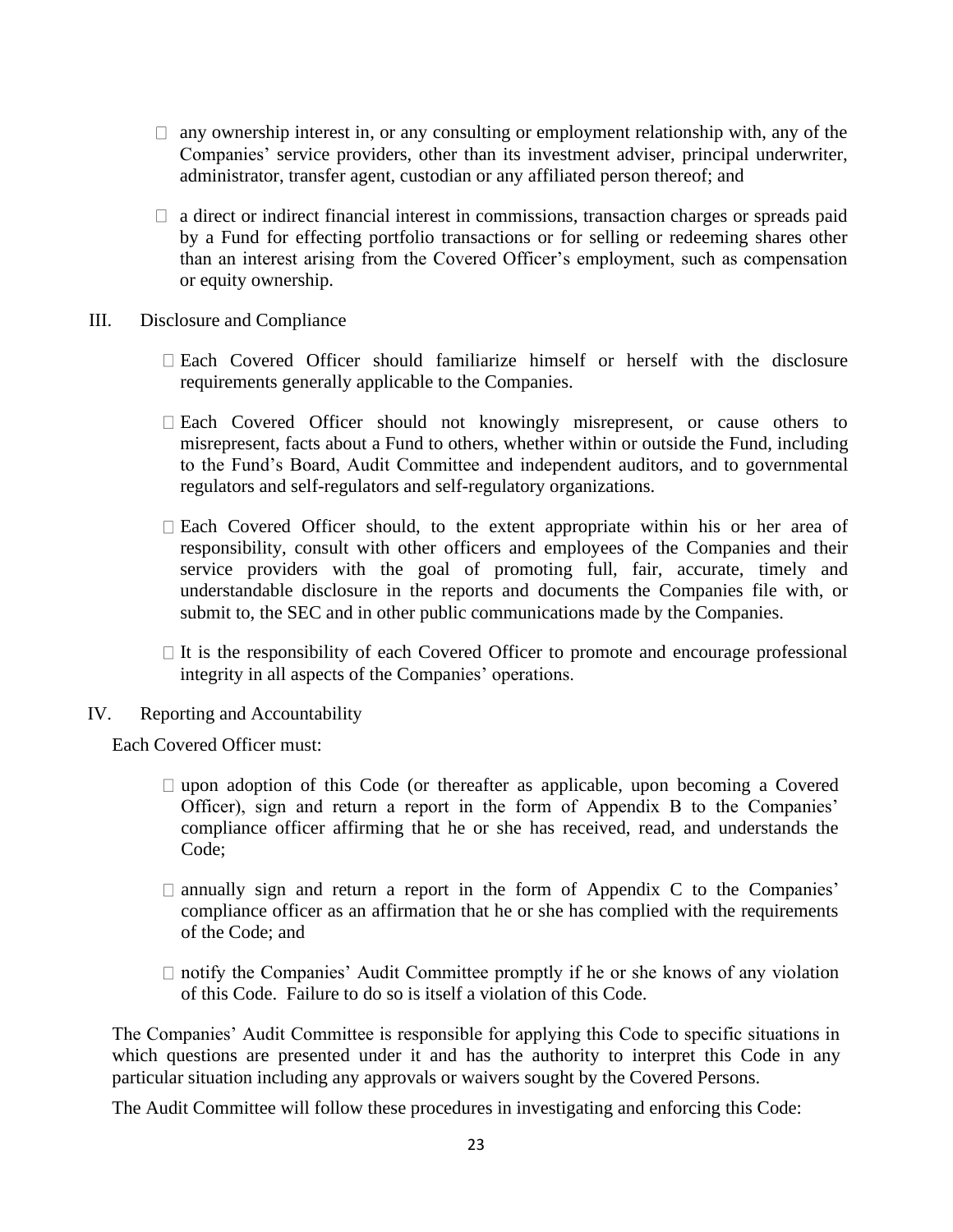- any ownership interest in, or any consulting or employment relationship with, any of the Companies' service providers, other than its investment adviser, principal underwriter, administrator, transfer agent, custodian or any affiliated person thereof; and

- a direct or indirect financial interest in commissions, transaction charges or spreads paid by a Fund for effecting portfolio transactions or for selling or redeeming shares other than an interest arising from the Covered Officer's employment, such as compensation or equity ownership.

III. Disclosure and Compliance

- Each Covered Officer should familiarize himself or herself with the disclosure requirements generally applicable to the Companies.

- Each Covered Officer should not knowingly misrepresent, or cause others to misrepresent, facts about a Fund to others, whether within or outside the Fund, including to the Fund's Board, Audit Committee and independent auditors, and to governmental regulators and self-regulators and self-regulatory organizations.

- Each Covered Officer should, to the extent appropriate within his or her area of responsibility, consult with other officers and employees of the Companies and their service providers with the goal of promoting full, fair, accurate, timely and understandable disclosure in the reports and documents the Companies file with, or submit to, the SEC and in other public communications made by the Companies.

- It is the responsibility of each Covered Officer to promote and encourage professional integrity in all aspects of the Companies' operations.

IV. Reporting and Accountability

Each Covered Officer must:

- upon adoption of this Code (or thereafter as applicable, upon becoming a Covered Officer), sign and return a report in the form of Appendix B to the Companies' compliance officer affirming that he or she has received, read, and understands the Code;

- annually sign and return a report in the form of Appendix C to the Companies' compliance officer as an affirmation that he or she has complied with the requirements of the Code; and

- notify the Companies' Audit Committee promptly if he or she knows of any violation of this Code. Failure to do so is itself a violation of this Code.

The Companies' Audit Committee is responsible for applying this Code to specific situations in which questions are presented under it and has the authority to interpret this Code in any particular situation including any approvals or waivers sought by the Covered Persons.

The Audit Committee will follow these procedures in investigating and enforcing this Code: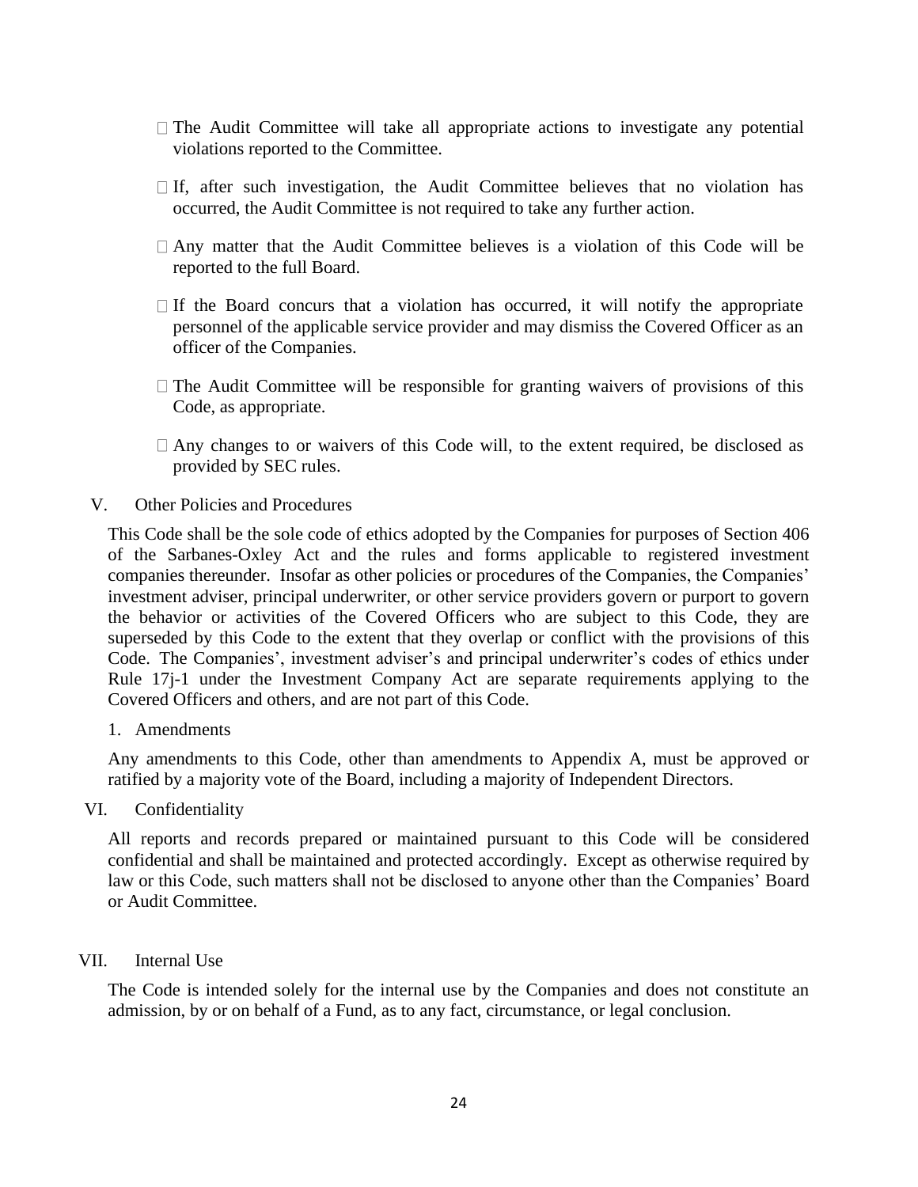- The Audit Committee will take all appropriate actions to investigate any potential violations reported to the Committee.
- If, after such investigation, the Audit Committee believes that no violation has occurred, the Audit Committee is not required to take any further action.
- Any matter that the Audit Committee believes is a violation of this Code will be reported to the full Board.
- If the Board concurs that a violation has occurred, it will notify the appropriate personnel of the applicable service provider and may dismiss the Covered Officer as an officer of the Companies.
- The Audit Committee will be responsible for granting waivers of provisions of this Code, as appropriate.
- Any changes to or waivers of this Code will, to the extent required, be disclosed as provided by SEC rules.

## V. Other Policies and Procedures

This Code shall be the sole code of ethics adopted by the Companies for purposes of Section 406 of the Sarbanes-Oxley Act and the rules and forms applicable to registered investment companies thereunder. Insofar as other policies or procedures of the Companies, the Companies' investment adviser, principal underwriter, or other service providers govern or purport to govern the behavior or activities of the Covered Officers who are subject to this Code, they are superseded by this Code to the extent that they overlap or conflict with the provisions of this Code. The Companies', investment adviser's and principal underwriter's codes of ethics under Rule 17j-1 under the Investment Company Act are separate requirements applying to the Covered Officers and others, and are not part of this Code.

### 1. Amendments

Any amendments to this Code, other than amendments to Appendix A, must be approved or ratified by a majority vote of the Board, including a majority of Independent Directors.

## VI. Confidentiality

All reports and records prepared or maintained pursuant to this Code will be considered confidential and shall be maintained and protected accordingly. Except as otherwise required by law or this Code, such matters shall not be disclosed to anyone other than the Companies' Board or Audit Committee.

## VII. Internal Use

The Code is intended solely for the internal use by the Companies and does not constitute an admission, by or on behalf of a Fund, as to any fact, circumstance, or legal conclusion.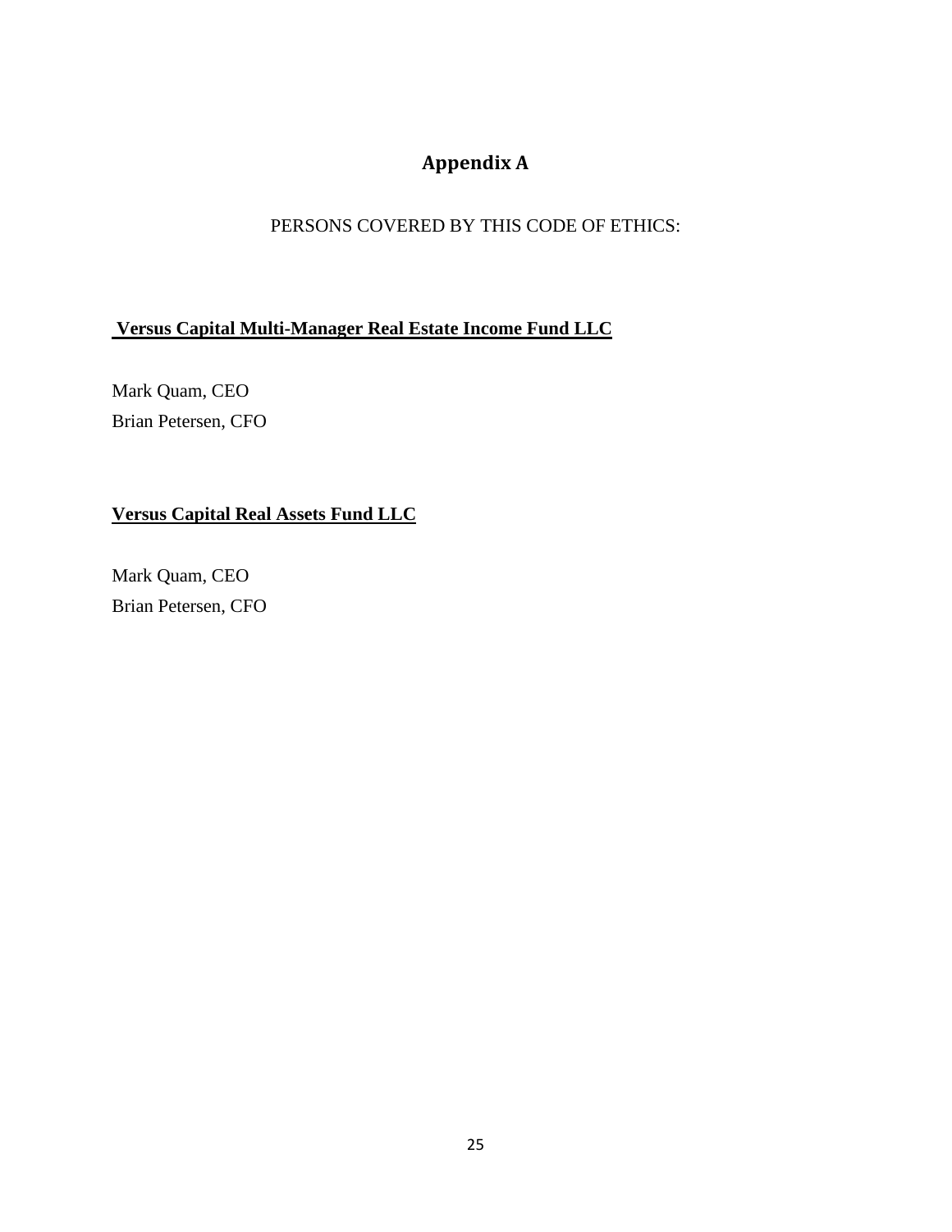# Appendix A

PERSONS COVERED BY THIS CODE OF ETHICS:

**Versus Capital Multi-Manager Real Estate Income Fund LLC**

Mark Quam, CEO
Brian Petersen, CFO

**Versus Capital Real Assets Fund LLC**

Mark Quam, CEO
Brian Petersen, CFO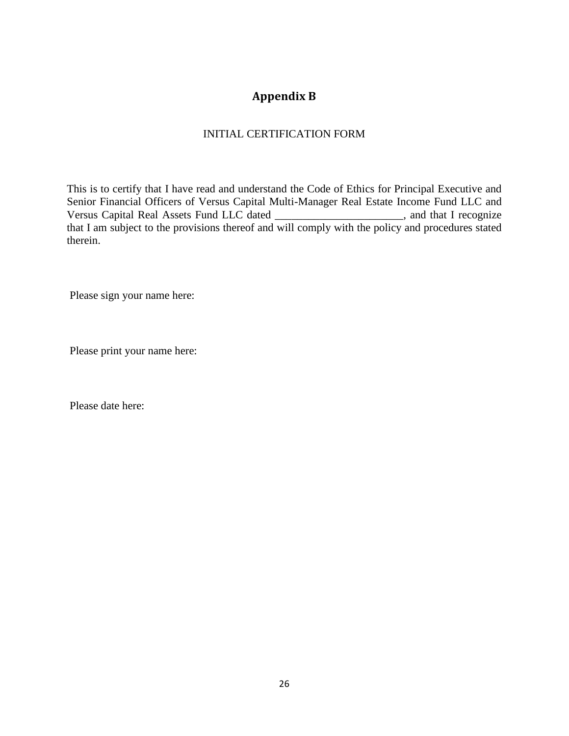# Appendix B

INITIAL CERTIFICATION FORM

This is to certify that I have read and understand the Code of Ethics for Principal Executive and Senior Financial Officers of Versus Capital Multi-Manager Real Estate Income Fund LLC and Versus Capital Real Assets Fund LLC dated _______________________, and that I recognize that I am subject to the provisions thereof and will comply with the policy and procedures stated therein.

Please sign your name here:

Please print your name here:

Please date here: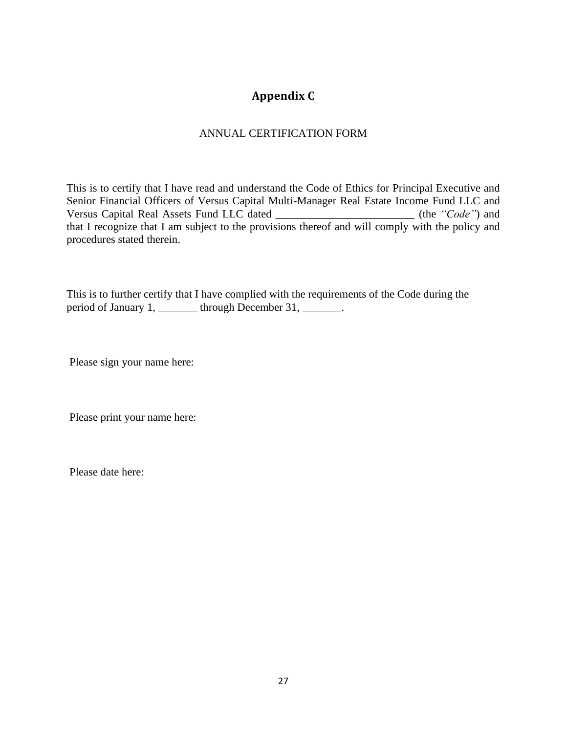## Appendix C

ANNUAL CERTIFICATION FORM

This is to certify that I have read and understand the Code of Ethics for Principal Executive and Senior Financial Officers of Versus Capital Multi-Manager Real Estate Income Fund LLC and Versus Capital Real Assets Fund LLC dated _________________________ (the *"Code"*) and that I recognize that I am subject to the provisions thereof and will comply with the policy and procedures stated therein.

This is to further certify that I have complied with the requirements of the Code during the period of January 1, _______ through December 31, _______.

Please sign your name here:

Please print your name here:

Please date here: